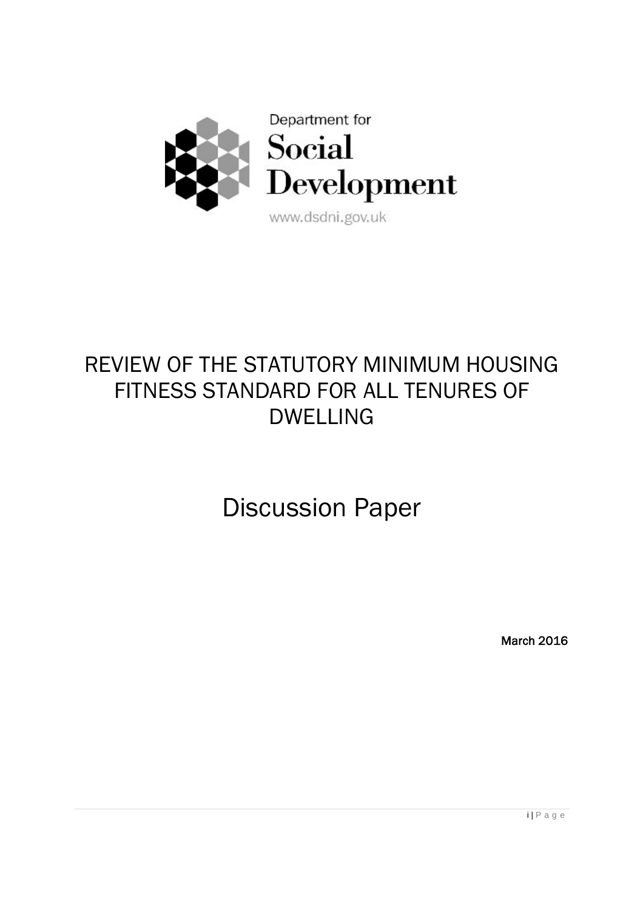Department for
Social
Development
www.dsdni.gov.uk

# REVIEW OF THE STATUTORY MINIMUM HOUSING FITNESS STANDARD FOR ALL TENURES OF DWELLING

# Discussion Paper

**March 2016**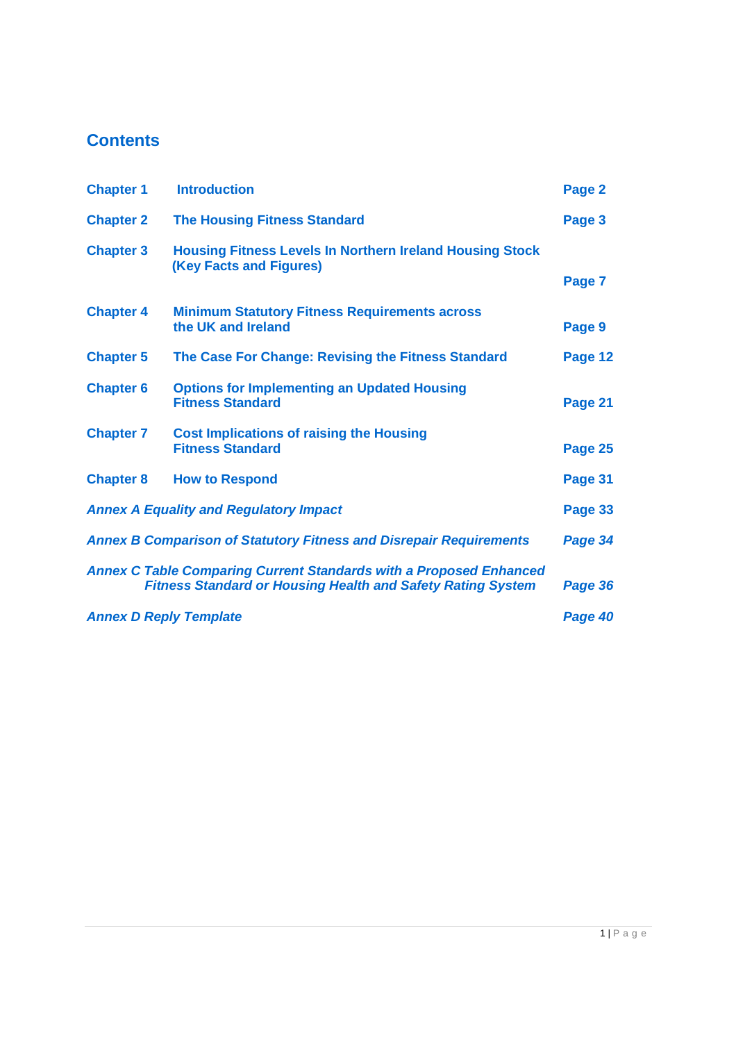## Contents

| | | |
|---|---|---|
| **Chapter 1** | **Introduction** | **Page 2** |
| **Chapter 2** | **The Housing Fitness Standard** | **Page 3** |
| **Chapter 3** | **Housing Fitness Levels In Northern Ireland Housing Stock (Key Facts and Figures)** | **Page 7** |
| **Chapter 4** | **Minimum Statutory Fitness Requirements across the UK and Ireland** | **Page 9** |
| **Chapter 5** | **The Case For Change: Revising the Fitness Standard** | **Page 12** |
| **Chapter 6** | **Options for Implementing an Updated Housing Fitness Standard** | **Page 21** |
| **Chapter 7** | **Cost Implications of raising the Housing Fitness Standard** | **Page 25** |
| **Chapter 8** | **How to Respond** | **Page 31** |
| ***Annex A Equality and Regulatory Impact*** | | **Page 33** |
| ***Annex B Comparison of Statutory Fitness and Disrepair Requirements*** | | ***Page 34*** |
| ***Annex C Table Comparing Current Standards with a Proposed Enhanced Fitness Standard or Housing Health and Safety Rating System*** | | ***Page 36*** |
| ***Annex D Reply Template*** | | ***Page 40*** |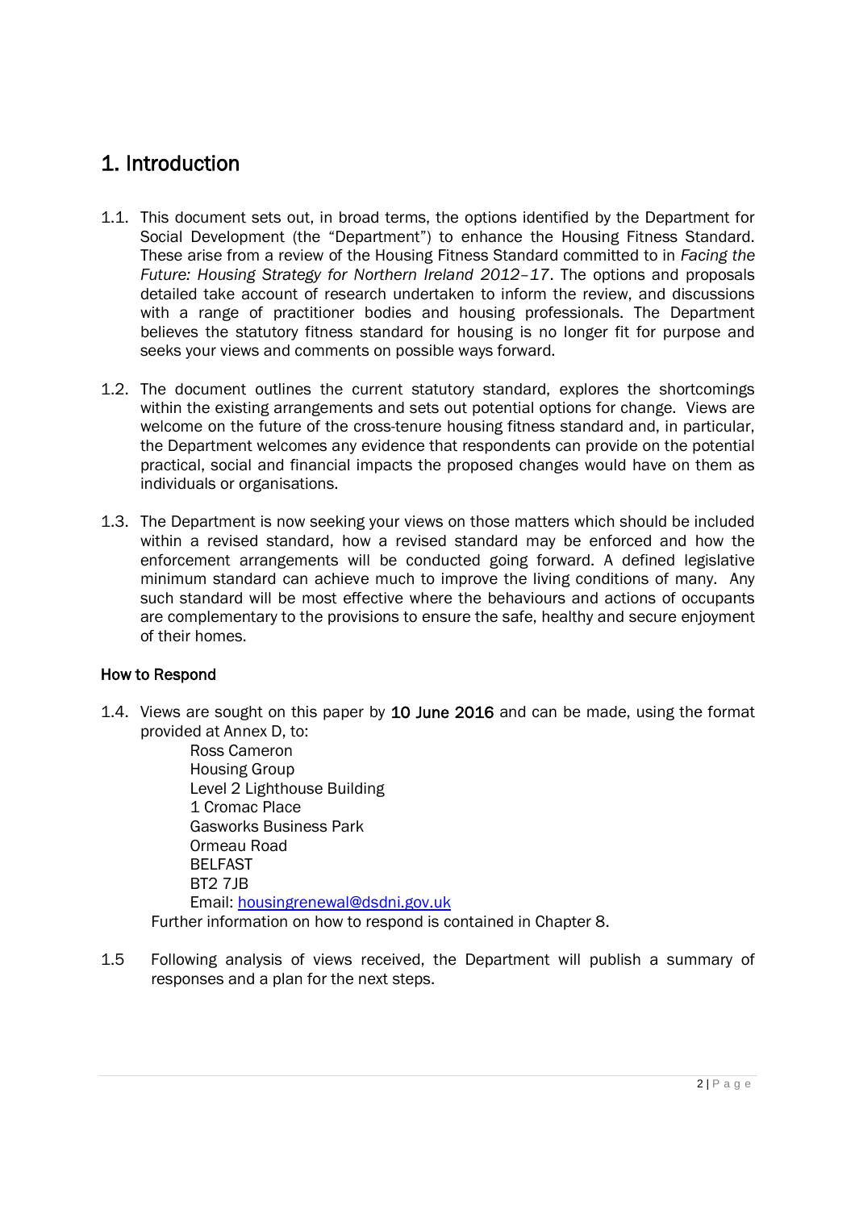# 1. Introduction

1.1. This document sets out, in broad terms, the options identified by the Department for Social Development (the "Department") to enhance the Housing Fitness Standard. These arise from a review of the Housing Fitness Standard committed to in *Facing the Future: Housing Strategy for Northern Ireland 2012–17*. The options and proposals detailed take account of research undertaken to inform the review, and discussions with a range of practitioner bodies and housing professionals. The Department believes the statutory fitness standard for housing is no longer fit for purpose and seeks your views and comments on possible ways forward.

1.2. The document outlines the current statutory standard, explores the shortcomings within the existing arrangements and sets out potential options for change. Views are welcome on the future of the cross-tenure housing fitness standard and, in particular, the Department welcomes any evidence that respondents can provide on the potential practical, social and financial impacts the proposed changes would have on them as individuals or organisations.

1.3. The Department is now seeking your views on those matters which should be included within a revised standard, how a revised standard may be enforced and how the enforcement arrangements will be conducted going forward. A defined legislative minimum standard can achieve much to improve the living conditions of many. Any such standard will be most effective where the behaviours and actions of occupants are complementary to the provisions to ensure the safe, healthy and secure enjoyment of their homes.

### How to Respond

1.4. Views are sought on this paper by **10 June 2016** and can be made, using the format provided at Annex D, to:

Ross Cameron
Housing Group
Level 2 Lighthouse Building
1 Cromac Place
Gasworks Business Park
Ormeau Road
BELFAST
BT2 7JB
Email: housingrenewal@dsdni.gov.uk

Further information on how to respond is contained in Chapter 8.

1.5 Following analysis of views received, the Department will publish a summary of responses and a plan for the next steps.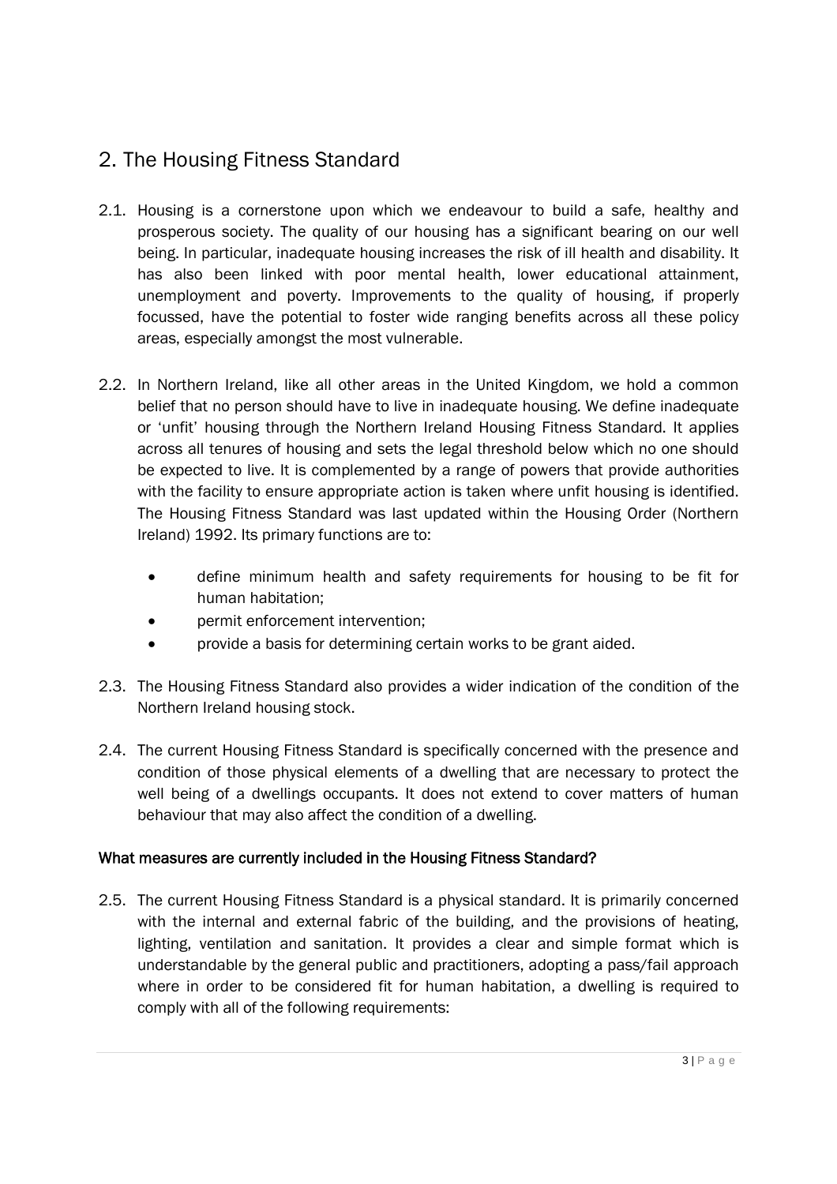## 2. The Housing Fitness Standard

2.1. Housing is a cornerstone upon which we endeavour to build a safe, healthy and prosperous society. The quality of our housing has a significant bearing on our well being. In particular, inadequate housing increases the risk of ill health and disability. It has also been linked with poor mental health, lower educational attainment, unemployment and poverty. Improvements to the quality of housing, if properly focussed, have the potential to foster wide ranging benefits across all these policy areas, especially amongst the most vulnerable.

2.2. In Northern Ireland, like all other areas in the United Kingdom, we hold a common belief that no person should have to live in inadequate housing. We define inadequate or 'unfit' housing through the Northern Ireland Housing Fitness Standard. It applies across all tenures of housing and sets the legal threshold below which no one should be expected to live. It is complemented by a range of powers that provide authorities with the facility to ensure appropriate action is taken where unfit housing is identified. The Housing Fitness Standard was last updated within the Housing Order (Northern Ireland) 1992. Its primary functions are to:

- define minimum health and safety requirements for housing to be fit for human habitation;
- permit enforcement intervention;
- provide a basis for determining certain works to be grant aided.

2.3. The Housing Fitness Standard also provides a wider indication of the condition of the Northern Ireland housing stock.

2.4. The current Housing Fitness Standard is specifically concerned with the presence and condition of those physical elements of a dwelling that are necessary to protect the well being of a dwellings occupants. It does not extend to cover matters of human behaviour that may also affect the condition of a dwelling.

### What measures are currently included in the Housing Fitness Standard?

2.5. The current Housing Fitness Standard is a physical standard. It is primarily concerned with the internal and external fabric of the building, and the provisions of heating, lighting, ventilation and sanitation. It provides a clear and simple format which is understandable by the general public and practitioners, adopting a pass/fail approach where in order to be considered fit for human habitation, a dwelling is required to comply with all of the following requirements: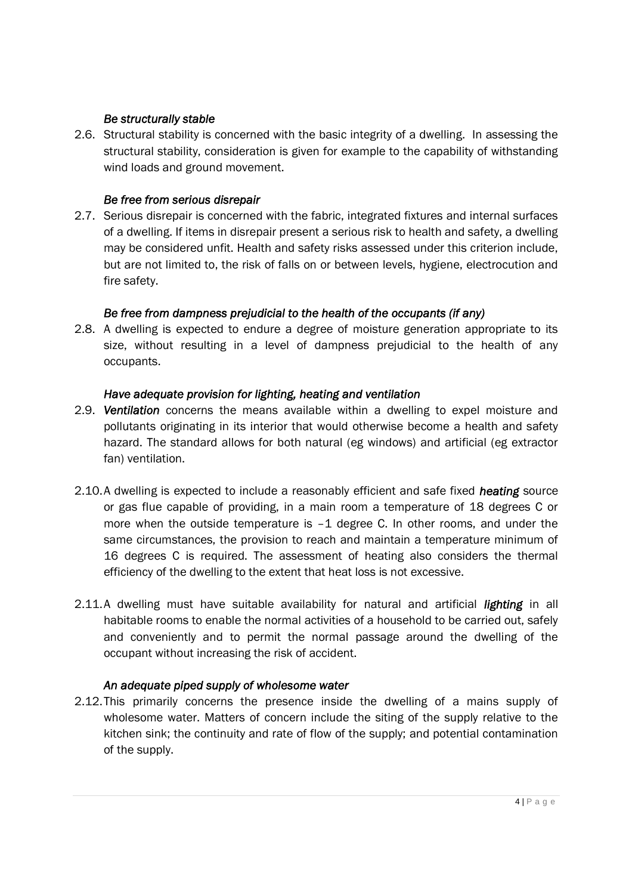*Be structurally stable*

2.6. Structural stability is concerned with the basic integrity of a dwelling. In assessing the structural stability, consideration is given for example to the capability of withstanding wind loads and ground movement.

*Be free from serious disrepair*

2.7. Serious disrepair is concerned with the fabric, integrated fixtures and internal surfaces of a dwelling. If items in disrepair present a serious risk to health and safety, a dwelling may be considered unfit. Health and safety risks assessed under this criterion include, but are not limited to, the risk of falls on or between levels, hygiene, electrocution and fire safety.

*Be free from dampness prejudicial to the health of the occupants (if any)*

2.8. A dwelling is expected to endure a degree of moisture generation appropriate to its size, without resulting in a level of dampness prejudicial to the health of any occupants.

*Have adequate provision for lighting, heating and ventilation*

2.9. ***Ventilation*** concerns the means available within a dwelling to expel moisture and pollutants originating in its interior that would otherwise become a health and safety hazard. The standard allows for both natural (eg windows) and artificial (eg extractor fan) ventilation.

2.10. A dwelling is expected to include a reasonably efficient and safe fixed ***heating*** source or gas flue capable of providing, in a main room a temperature of 18 degrees C or more when the outside temperature is –1 degree C. In other rooms, and under the same circumstances, the provision to reach and maintain a temperature minimum of 16 degrees C is required. The assessment of heating also considers the thermal efficiency of the dwelling to the extent that heat loss is not excessive.

2.11. A dwelling must have suitable availability for natural and artificial ***lighting*** in all habitable rooms to enable the normal activities of a household to be carried out, safely and conveniently and to permit the normal passage around the dwelling of the occupant without increasing the risk of accident.

*An adequate piped supply of wholesome water*

2.12. This primarily concerns the presence inside the dwelling of a mains supply of wholesome water. Matters of concern include the siting of the supply relative to the kitchen sink; the continuity and rate of flow of the supply; and potential contamination of the supply.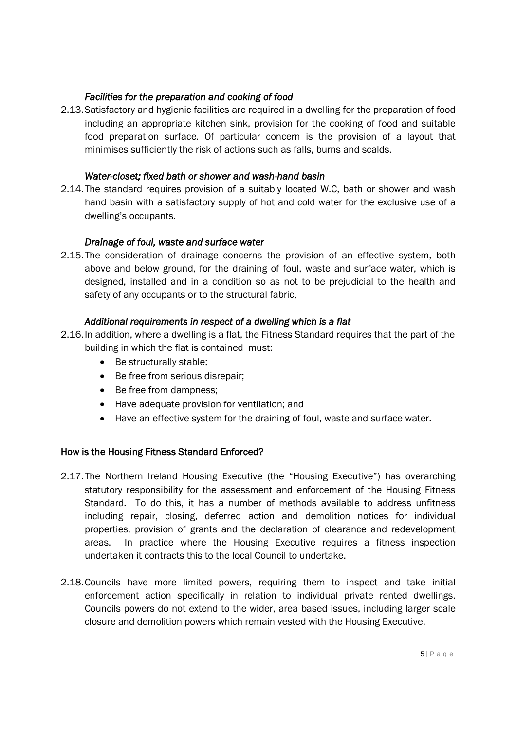*Facilities for the preparation and cooking of food*

2.13. Satisfactory and hygienic facilities are required in a dwelling for the preparation of food including an appropriate kitchen sink, provision for the cooking of food and suitable food preparation surface. Of particular concern is the provision of a layout that minimises sufficiently the risk of actions such as falls, burns and scalds.

*Water-closet; fixed bath or shower and wash-hand basin*

2.14. The standard requires provision of a suitably located W.C, bath or shower and wash hand basin with a satisfactory supply of hot and cold water for the exclusive use of a dwelling's occupants.

*Drainage of foul, waste and surface water*

2.15. The consideration of drainage concerns the provision of an effective system, both above and below ground, for the draining of foul, waste and surface water, which is designed, installed and in a condition so as not to be prejudicial to the health and safety of any occupants or to the structural fabric.

*Additional requirements in respect of a dwelling which is a flat*

2.16. In addition, where a dwelling is a flat, the Fitness Standard requires that the part of the building in which the flat is contained must:

- Be structurally stable;
- Be free from serious disrepair;
- Be free from dampness;
- Have adequate provision for ventilation; and
- Have an effective system for the draining of foul, waste and surface water.

### How is the Housing Fitness Standard Enforced?

2.17. The Northern Ireland Housing Executive (the "Housing Executive") has overarching statutory responsibility for the assessment and enforcement of the Housing Fitness Standard. To do this, it has a number of methods available to address unfitness including repair, closing, deferred action and demolition notices for individual properties, provision of grants and the declaration of clearance and redevelopment areas. In practice where the Housing Executive requires a fitness inspection undertaken it contracts this to the local Council to undertake.

2.18. Councils have more limited powers, requiring them to inspect and take initial enforcement action specifically in relation to individual private rented dwellings. Councils powers do not extend to the wider, area based issues, including larger scale closure and demolition powers which remain vested with the Housing Executive.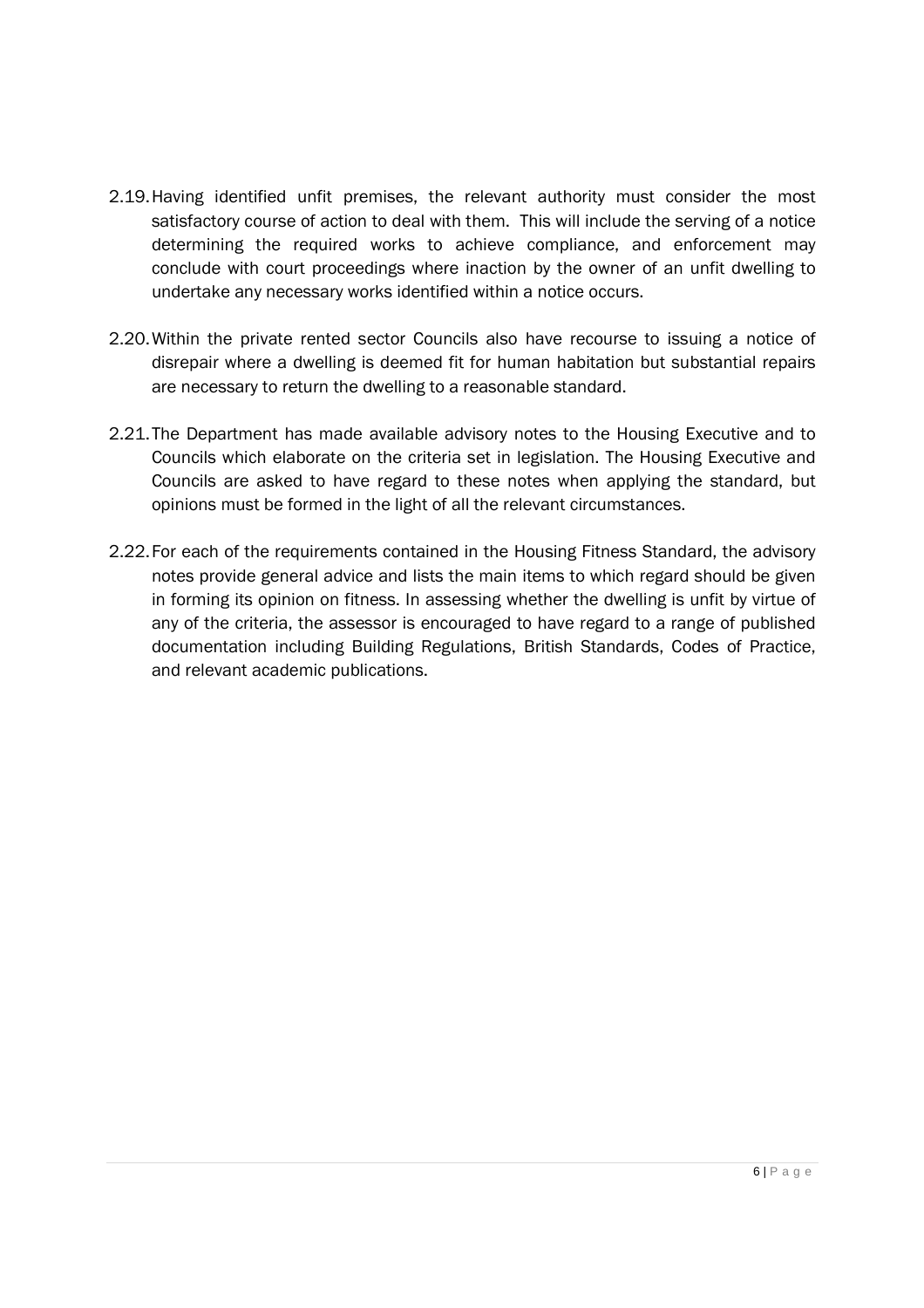2.19. Having identified unfit premises, the relevant authority must consider the most satisfactory course of action to deal with them. This will include the serving of a notice determining the required works to achieve compliance, and enforcement may conclude with court proceedings where inaction by the owner of an unfit dwelling to undertake any necessary works identified within a notice occurs.

2.20. Within the private rented sector Councils also have recourse to issuing a notice of disrepair where a dwelling is deemed fit for human habitation but substantial repairs are necessary to return the dwelling to a reasonable standard.

2.21. The Department has made available advisory notes to the Housing Executive and to Councils which elaborate on the criteria set in legislation. The Housing Executive and Councils are asked to have regard to these notes when applying the standard, but opinions must be formed in the light of all the relevant circumstances.

2.22. For each of the requirements contained in the Housing Fitness Standard, the advisory notes provide general advice and lists the main items to which regard should be given in forming its opinion on fitness. In assessing whether the dwelling is unfit by virtue of any of the criteria, the assessor is encouraged to have regard to a range of published documentation including Building Regulations, British Standards, Codes of Practice, and relevant academic publications.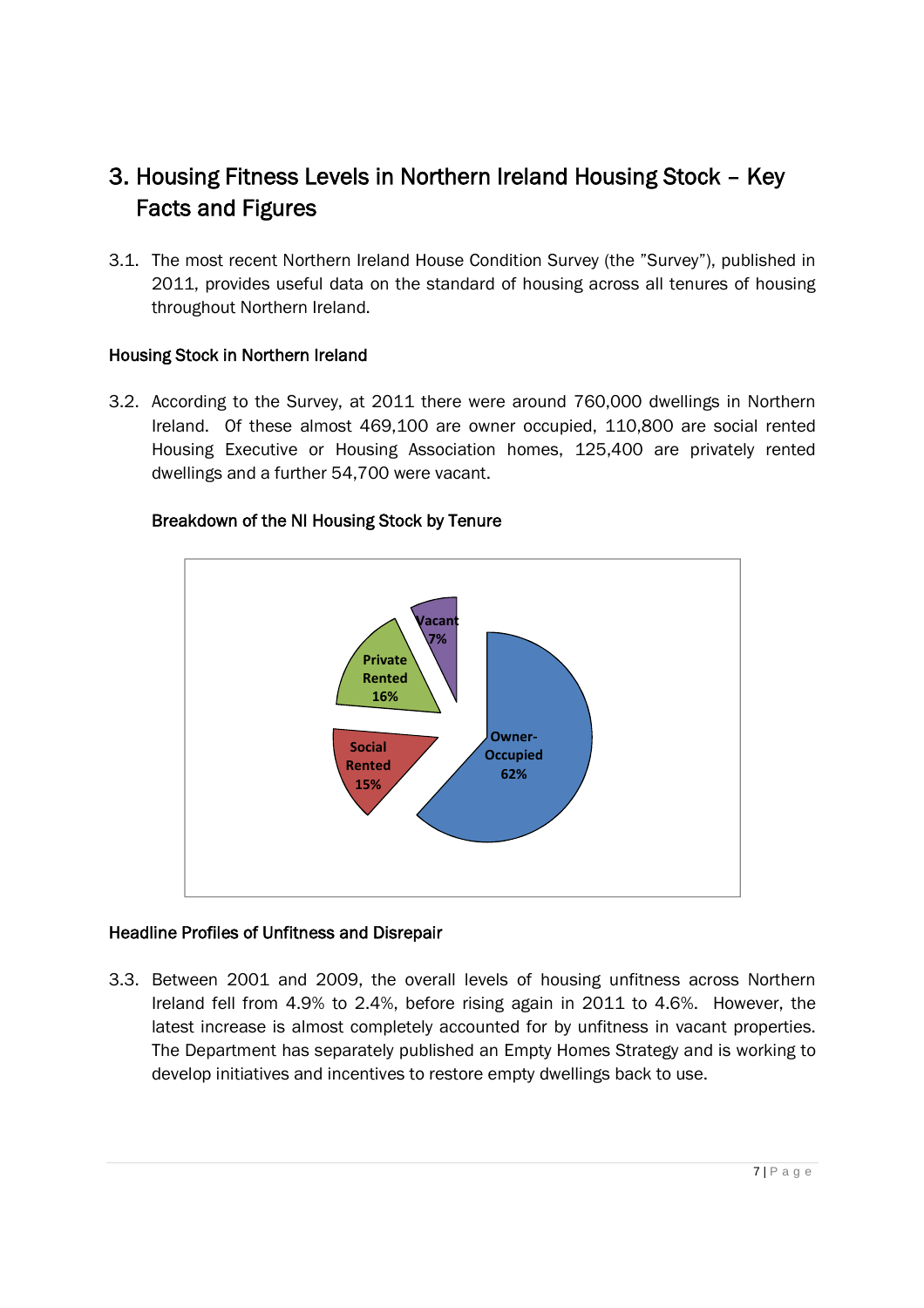## 3. Housing Fitness Levels in Northern Ireland Housing Stock – Key Facts and Figures

3.1. The most recent Northern Ireland House Condition Survey (the "Survey"), published in 2011, provides useful data on the standard of housing across all tenures of housing throughout Northern Ireland.

### Housing Stock in Northern Ireland

3.2. According to the Survey, at 2011 there were around 760,000 dwellings in Northern Ireland. Of these almost 469,100 are owner occupied, 110,800 are social rented Housing Executive or Housing Association homes, 125,400 are privately rented dwellings and a further 54,700 were vacant.

**Breakdown of the NI Housing Stock by Tenure**

| Tenure | Share |
|---|---|
| Owner-Occupied | 62% |
| Private Rented | 16% |
| Social Rented | 15% |
| Vacant | 7% |

### Headline Profiles of Unfitness and Disrepair

3.3. Between 2001 and 2009, the overall levels of housing unfitness across Northern Ireland fell from 4.9% to 2.4%, before rising again in 2011 to 4.6%. However, the latest increase is almost completely accounted for by unfitness in vacant properties. The Department has separately published an Empty Homes Strategy and is working to develop initiatives and incentives to restore empty dwellings back to use.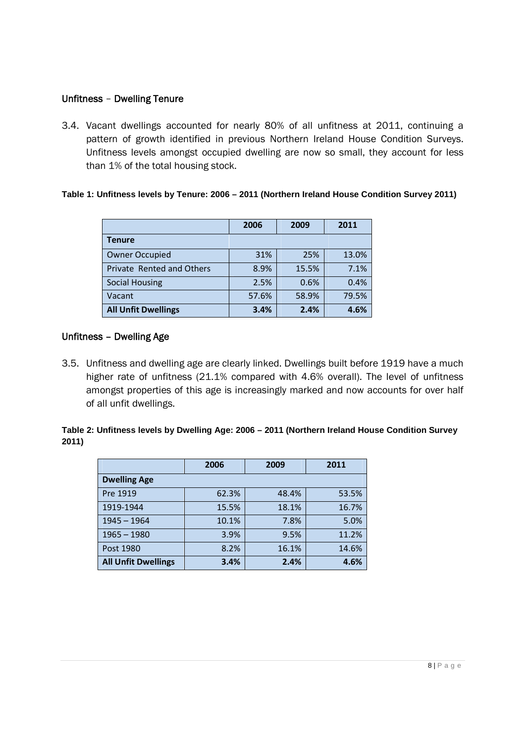### Unfitness – Dwelling Tenure

3.4. Vacant dwellings accounted for nearly 80% of all unfitness at 2011, continuing a pattern of growth identified in previous Northern Ireland House Condition Surveys. Unfitness levels amongst occupied dwelling are now so small, they account for less than 1% of the total housing stock.

**Table 1: Unfitness levels by Tenure: 2006 – 2011 (Northern Ireland House Condition Survey 2011)**

| | 2006 | 2009 | 2011 |
|---|---|---|---|
| **Tenure** | | | |
| Owner Occupied | 31% | 25% | 13.0% |
| Private Rented and Others | 8.9% | 15.5% | 7.1% |
| Social Housing | 2.5% | 0.6% | 0.4% |
| Vacant | 57.6% | 58.9% | 79.5% |
| **All Unfit Dwellings** | **3.4%** | **2.4%** | **4.6%** |

### Unfitness – Dwelling Age

3.5. Unfitness and dwelling age are clearly linked. Dwellings built before 1919 have a much higher rate of unfitness (21.1% compared with 4.6% overall). The level of unfitness amongst properties of this age is increasingly marked and now accounts for over half of all unfit dwellings.

**Table 2: Unfitness levels by Dwelling Age: 2006 – 2011 (Northern Ireland House Condition Survey 2011)**

| | 2006 | 2009 | 2011 |
|---|---|---|---|
| **Dwelling Age** | | | |
| Pre 1919 | 62.3% | 48.4% | 53.5% |
| 1919-1944 | 15.5% | 18.1% | 16.7% |
| 1945 – 1964 | 10.1% | 7.8% | 5.0% |
| 1965 – 1980 | 3.9% | 9.5% | 11.2% |
| Post 1980 | 8.2% | 16.1% | 14.6% |
| **All Unfit Dwellings** | **3.4%** | **2.4%** | **4.6%** |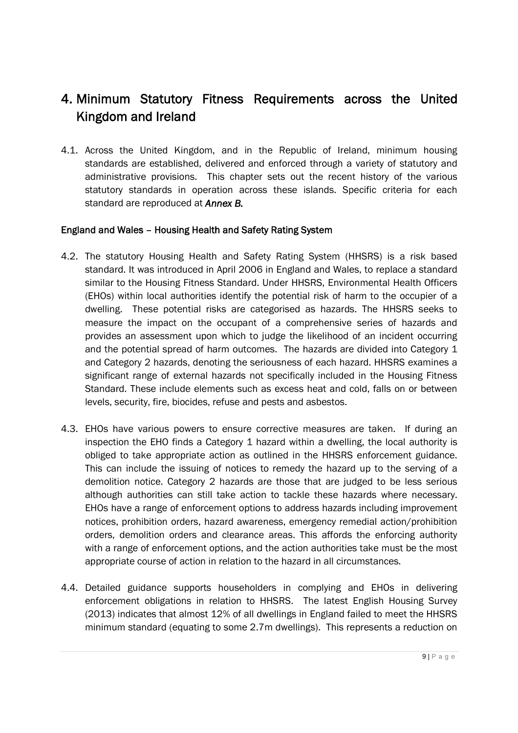# 4. Minimum Statutory Fitness Requirements across the United Kingdom and Ireland

4.1. Across the United Kingdom, and in the Republic of Ireland, minimum housing standards are established, delivered and enforced through a variety of statutory and administrative provisions. This chapter sets out the recent history of the various statutory standards in operation across these islands. Specific criteria for each standard are reproduced at ***Annex B.***

### England and Wales – Housing Health and Safety Rating System

4.2. The statutory Housing Health and Safety Rating System (HHSRS) is a risk based standard. It was introduced in April 2006 in England and Wales, to replace a standard similar to the Housing Fitness Standard. Under HHSRS, Environmental Health Officers (EHOs) within local authorities identify the potential risk of harm to the occupier of a dwelling. These potential risks are categorised as hazards. The HHSRS seeks to measure the impact on the occupant of a comprehensive series of hazards and provides an assessment upon which to judge the likelihood of an incident occurring and the potential spread of harm outcomes. The hazards are divided into Category 1 and Category 2 hazards, denoting the seriousness of each hazard. HHSRS examines a significant range of external hazards not specifically included in the Housing Fitness Standard. These include elements such as excess heat and cold, falls on or between levels, security, fire, biocides, refuse and pests and asbestos.

4.3. EHOs have various powers to ensure corrective measures are taken. If during an inspection the EHO finds a Category 1 hazard within a dwelling, the local authority is obliged to take appropriate action as outlined in the HHSRS enforcement guidance. This can include the issuing of notices to remedy the hazard up to the serving of a demolition notice. Category 2 hazards are those that are judged to be less serious although authorities can still take action to tackle these hazards where necessary. EHOs have a range of enforcement options to address hazards including improvement notices, prohibition orders, hazard awareness, emergency remedial action/prohibition orders, demolition orders and clearance areas. This affords the enforcing authority with a range of enforcement options, and the action authorities take must be the most appropriate course of action in relation to the hazard in all circumstances.

4.4. Detailed guidance supports householders in complying and EHOs in delivering enforcement obligations in relation to HHSRS. The latest English Housing Survey (2013) indicates that almost 12% of all dwellings in England failed to meet the HHSRS minimum standard (equating to some 2.7m dwellings). This represents a reduction on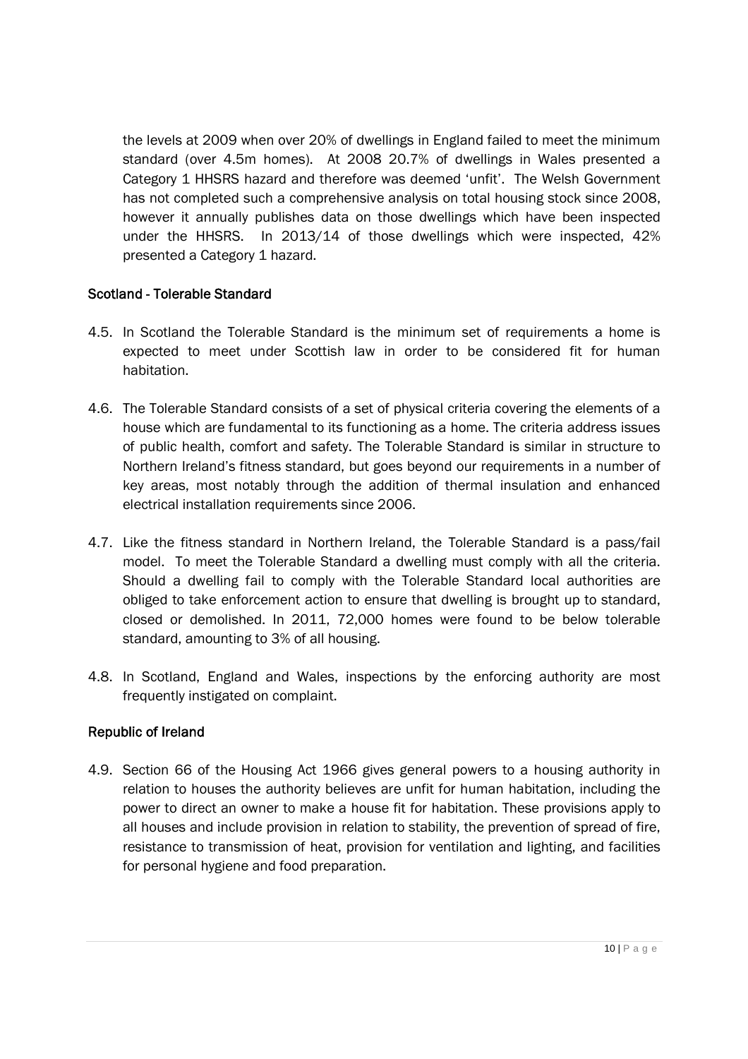the levels at 2009 when over 20% of dwellings in England failed to meet the minimum standard (over 4.5m homes). At 2008 20.7% of dwellings in Wales presented a Category 1 HHSRS hazard and therefore was deemed 'unfit'. The Welsh Government has not completed such a comprehensive analysis on total housing stock since 2008, however it annually publishes data on those dwellings which have been inspected under the HHSRS. In 2013/14 of those dwellings which were inspected, 42% presented a Category 1 hazard.

### Scotland - Tolerable Standard

4.5. In Scotland the Tolerable Standard is the minimum set of requirements a home is expected to meet under Scottish law in order to be considered fit for human habitation.

4.6. The Tolerable Standard consists of a set of physical criteria covering the elements of a house which are fundamental to its functioning as a home. The criteria address issues of public health, comfort and safety. The Tolerable Standard is similar in structure to Northern Ireland's fitness standard, but goes beyond our requirements in a number of key areas, most notably through the addition of thermal insulation and enhanced electrical installation requirements since 2006.

4.7. Like the fitness standard in Northern Ireland, the Tolerable Standard is a pass/fail model. To meet the Tolerable Standard a dwelling must comply with all the criteria. Should a dwelling fail to comply with the Tolerable Standard local authorities are obliged to take enforcement action to ensure that dwelling is brought up to standard, closed or demolished. In 2011, 72,000 homes were found to be below tolerable standard, amounting to 3% of all housing.

4.8. In Scotland, England and Wales, inspections by the enforcing authority are most frequently instigated on complaint.

### Republic of Ireland

4.9. Section 66 of the Housing Act 1966 gives general powers to a housing authority in relation to houses the authority believes are unfit for human habitation, including the power to direct an owner to make a house fit for habitation. These provisions apply to all houses and include provision in relation to stability, the prevention of spread of fire, resistance to transmission of heat, provision for ventilation and lighting, and facilities for personal hygiene and food preparation.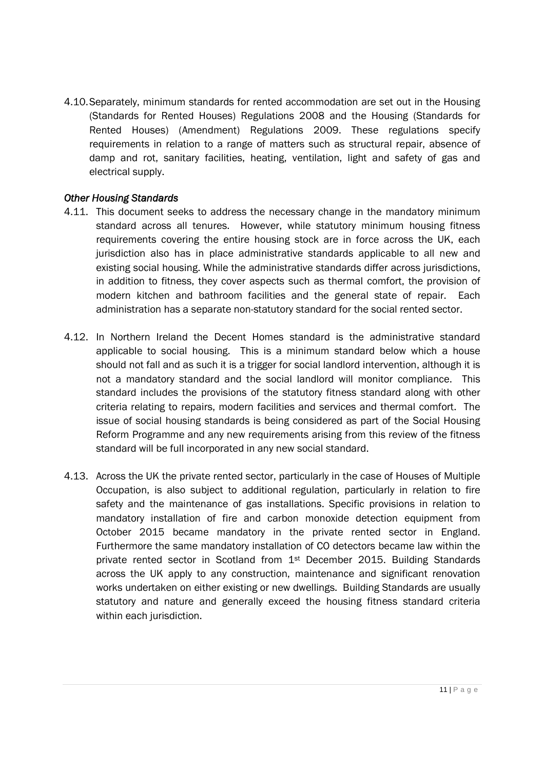4.10. Separately, minimum standards for rented accommodation are set out in the Housing (Standards for Rented Houses) Regulations 2008 and the Housing (Standards for Rented Houses) (Amendment) Regulations 2009. These regulations specify requirements in relation to a range of matters such as structural repair, absence of damp and rot, sanitary facilities, heating, ventilation, light and safety of gas and electrical supply.

*Other Housing Standards*

4.11. This document seeks to address the necessary change in the mandatory minimum standard across all tenures. However, while statutory minimum housing fitness requirements covering the entire housing stock are in force across the UK, each jurisdiction also has in place administrative standards applicable to all new and existing social housing. While the administrative standards differ across jurisdictions, in addition to fitness, they cover aspects such as thermal comfort, the provision of modern kitchen and bathroom facilities and the general state of repair. Each administration has a separate non-statutory standard for the social rented sector.

4.12. In Northern Ireland the Decent Homes standard is the administrative standard applicable to social housing. This is a minimum standard below which a house should not fall and as such it is a trigger for social landlord intervention, although it is not a mandatory standard and the social landlord will monitor compliance. This standard includes the provisions of the statutory fitness standard along with other criteria relating to repairs, modern facilities and services and thermal comfort. The issue of social housing standards is being considered as part of the Social Housing Reform Programme and any new requirements arising from this review of the fitness standard will be full incorporated in any new social standard.

4.13. Across the UK the private rented sector, particularly in the case of Houses of Multiple Occupation, is also subject to additional regulation, particularly in relation to fire safety and the maintenance of gas installations. Specific provisions in relation to mandatory installation of fire and carbon monoxide detection equipment from October 2015 became mandatory in the private rented sector in England. Furthermore the same mandatory installation of CO detectors became law within the private rented sector in Scotland from 1st December 2015. Building Standards across the UK apply to any construction, maintenance and significant renovation works undertaken on either existing or new dwellings. Building Standards are usually statutory and nature and generally exceed the housing fitness standard criteria within each jurisdiction.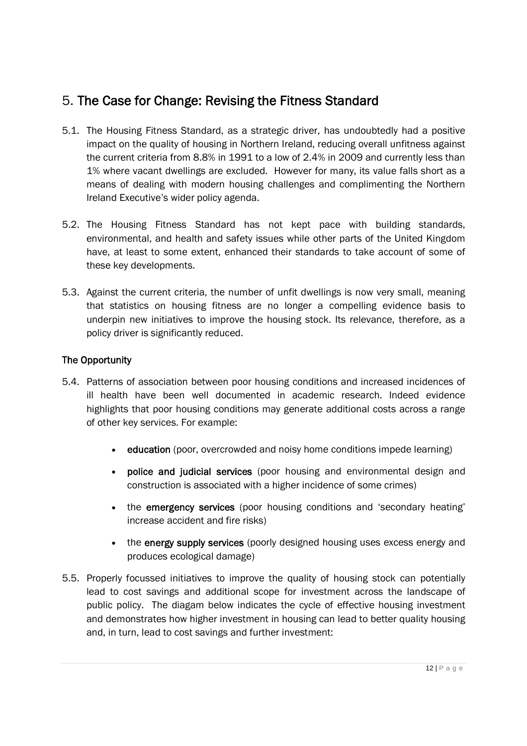## 5. The Case for Change: Revising the Fitness Standard

5.1. The Housing Fitness Standard, as a strategic driver, has undoubtedly had a positive impact on the quality of housing in Northern Ireland, reducing overall unfitness against the current criteria from 8.8% in 1991 to a low of 2.4% in 2009 and currently less than 1% where vacant dwellings are excluded. However for many, its value falls short as a means of dealing with modern housing challenges and complimenting the Northern Ireland Executive's wider policy agenda.

5.2. The Housing Fitness Standard has not kept pace with building standards, environmental, and health and safety issues while other parts of the United Kingdom have, at least to some extent, enhanced their standards to take account of some of these key developments.

5.3. Against the current criteria, the number of unfit dwellings is now very small, meaning that statistics on housing fitness are no longer a compelling evidence basis to underpin new initiatives to improve the housing stock. Its relevance, therefore, as a policy driver is significantly reduced.

### The Opportunity

5.4. Patterns of association between poor housing conditions and increased incidences of ill health have been well documented in academic research. Indeed evidence highlights that poor housing conditions may generate additional costs across a range of other key services. For example:

- **education** (poor, overcrowded and noisy home conditions impede learning)
- **police and judicial services** (poor housing and environmental design and construction is associated with a higher incidence of some crimes)
- the **emergency services** (poor housing conditions and 'secondary heating' increase accident and fire risks)
- the **energy supply services** (poorly designed housing uses excess energy and produces ecological damage)

5.5. Properly focussed initiatives to improve the quality of housing stock can potentially lead to cost savings and additional scope for investment across the landscape of public policy. The diagam below indicates the cycle of effective housing investment and demonstrates how higher investment in housing can lead to better quality housing and, in turn, lead to cost savings and further investment: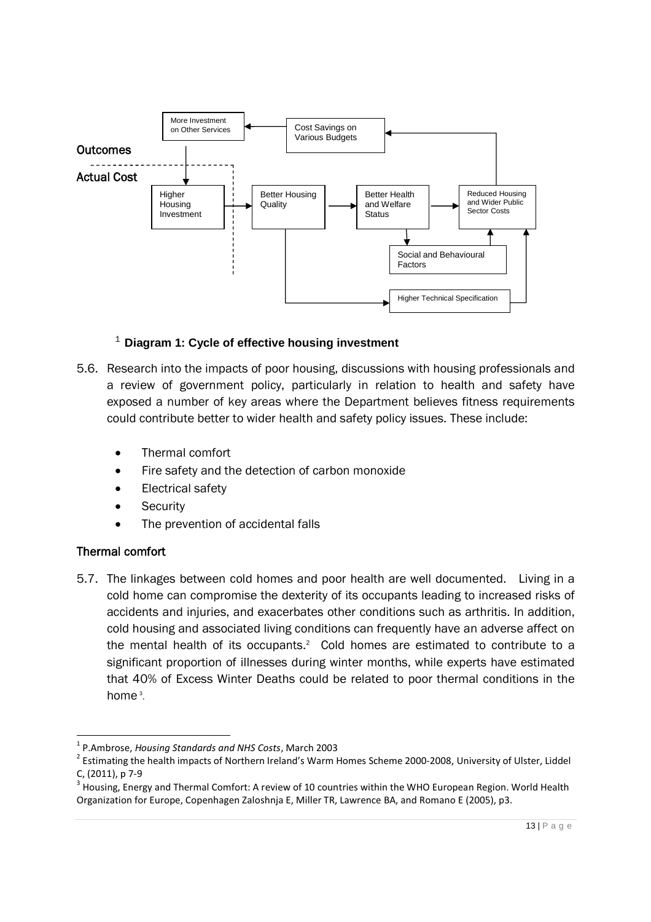Outcomes

Actual Cost

More Investment on Other Services

Cost Savings on Various Budgets

Higher Housing Investment

Better Housing Quality

Better Health and Welfare Status

Reduced Housing and Wider Public Sector Costs

Social and Behavioural Factors

Higher Technical Specification

[1] **Diagram 1: Cycle of effective housing investment**

5.6. Research into the impacts of poor housing, discussions with housing professionals and a review of government policy, particularly in relation to health and safety have exposed a number of key areas where the Department believes fitness requirements could contribute better to wider health and safety policy issues. These include:

- Thermal comfort
- Fire safety and the detection of carbon monoxide
- Electrical safety
- Security
- The prevention of accidental falls

## Thermal comfort

5.7. The linkages between cold homes and poor health are well documented. Living in a cold home can compromise the dexterity of its occupants leading to increased risks of accidents and injuries, and exacerbates other conditions such as arthritis. In addition, cold housing and associated living conditions can frequently have an adverse affect on the mental health of its occupants.[2] Cold homes are estimated to contribute to a significant proportion of illnesses during winter months, while experts have estimated that 40% of Excess Winter Deaths could be related to poor thermal conditions in the home[3].

---

[1] P.Ambrose, *Housing Standards and NHS Costs*, March 2003

[2] Estimating the health impacts of Northern Ireland's Warm Homes Scheme 2000-2008, University of Ulster, Liddel C, (2011), p 7-9

[3] Housing, Energy and Thermal Comfort: A review of 10 countries within the WHO European Region. World Health Organization for Europe, Copenhagen Zaloshnja E, Miller TR, Lawrence BA, and Romano E (2005), p3.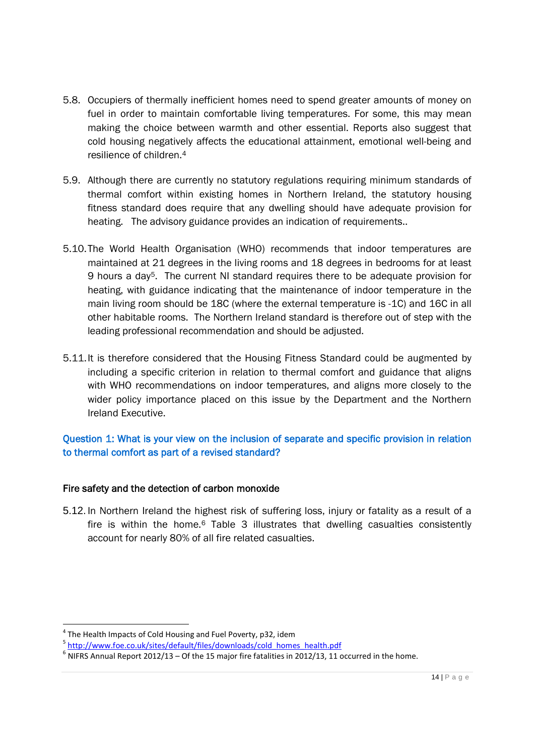5.8. Occupiers of thermally inefficient homes need to spend greater amounts of money on fuel in order to maintain comfortable living temperatures. For some, this may mean making the choice between warmth and other essential. Reports also suggest that cold housing negatively affects the educational attainment, emotional well-being and resilience of children.[4]

5.9. Although there are currently no statutory regulations requiring minimum standards of thermal comfort within existing homes in Northern Ireland, the statutory housing fitness standard does require that any dwelling should have adequate provision for heating. The advisory guidance provides an indication of requirements..

5.10. The World Health Organisation (WHO) recommends that indoor temperatures are maintained at 21 degrees in the living rooms and 18 degrees in bedrooms for at least 9 hours a day[5]. The current NI standard requires there to be adequate provision for heating, with guidance indicating that the maintenance of indoor temperature in the main living room should be 18C (where the external temperature is -1C) and 16C in all other habitable rooms. The Northern Ireland standard is therefore out of step with the leading professional recommendation and should be adjusted.

5.11. It is therefore considered that the Housing Fitness Standard could be augmented by including a specific criterion in relation to thermal comfort and guidance that aligns with WHO recommendations on indoor temperatures, and aligns more closely to the wider policy importance placed on this issue by the Department and the Northern Ireland Executive.

**Question 1: What is your view on the inclusion of separate and specific provision in relation to thermal comfort as part of a revised standard?**

### Fire safety and the detection of carbon monoxide

5.12. In Northern Ireland the highest risk of suffering loss, injury or fatality as a result of a fire is within the home.[6] Table 3 illustrates that dwelling casualties consistently account for nearly 80% of all fire related casualties.

---

[4] The Health Impacts of Cold Housing and Fuel Poverty, p32, idem

[5] http://www.foe.co.uk/sites/default/files/downloads/cold_homes_health.pdf

[6] NIFRS Annual Report 2012/13 – Of the 15 major fire fatalities in 2012/13, 11 occurred in the home.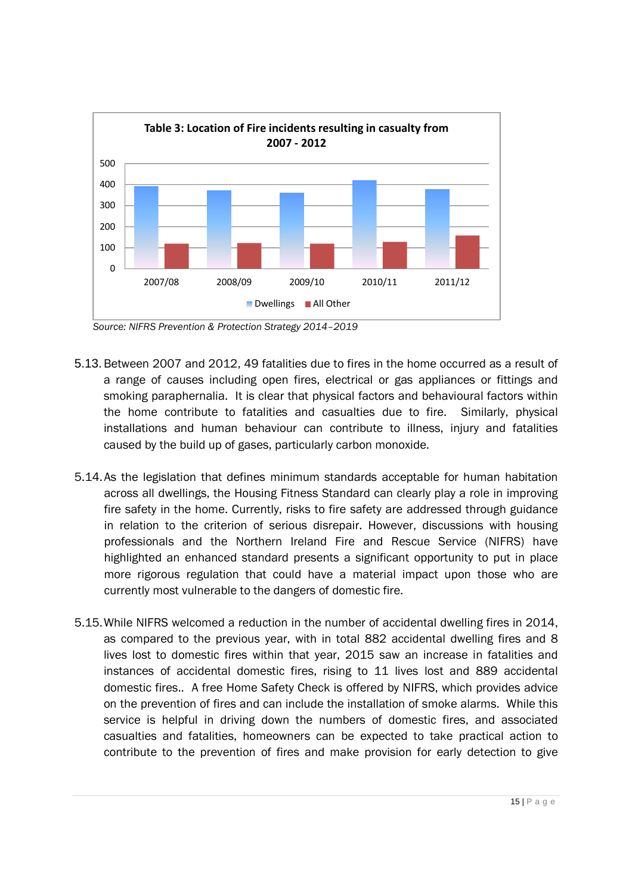**Table 3: Location of Fire incidents resulting in casualty from 2007 - 2012**

*Source: NIFRS Prevention & Protection Strategy 2014–2019*

5.13. Between 2007 and 2012, 49 fatalities due to fires in the home occurred as a result of a range of causes including open fires, electrical or gas appliances or fittings and smoking paraphernalia. It is clear that physical factors and behavioural factors within the home contribute to fatalities and casualties due to fire. Similarly, physical installations and human behaviour can contribute to illness, injury and fatalities caused by the build up of gases, particularly carbon monoxide.

5.14. As the legislation that defines minimum standards acceptable for human habitation across all dwellings, the Housing Fitness Standard can clearly play a role in improving fire safety in the home. Currently, risks to fire safety are addressed through guidance in relation to the criterion of serious disrepair. However, discussions with housing professionals and the Northern Ireland Fire and Rescue Service (NIFRS) have highlighted an enhanced standard presents a significant opportunity to put in place more rigorous regulation that could have a material impact upon those who are currently most vulnerable to the dangers of domestic fire.

5.15. While NIFRS welcomed a reduction in the number of accidental dwelling fires in 2014, as compared to the previous year, with in total 882 accidental dwelling fires and 8 lives lost to domestic fires within that year, 2015 saw an increase in fatalities and instances of accidental domestic fires, rising to 11 lives lost and 889 accidental domestic fires.. A free Home Safety Check is offered by NIFRS, which provides advice on the prevention of fires and can include the installation of smoke alarms. While this service is helpful in driving down the numbers of domestic fires, and associated casualties and fatalities, homeowners can be expected to take practical action to contribute to the prevention of fires and make provision for early detection to give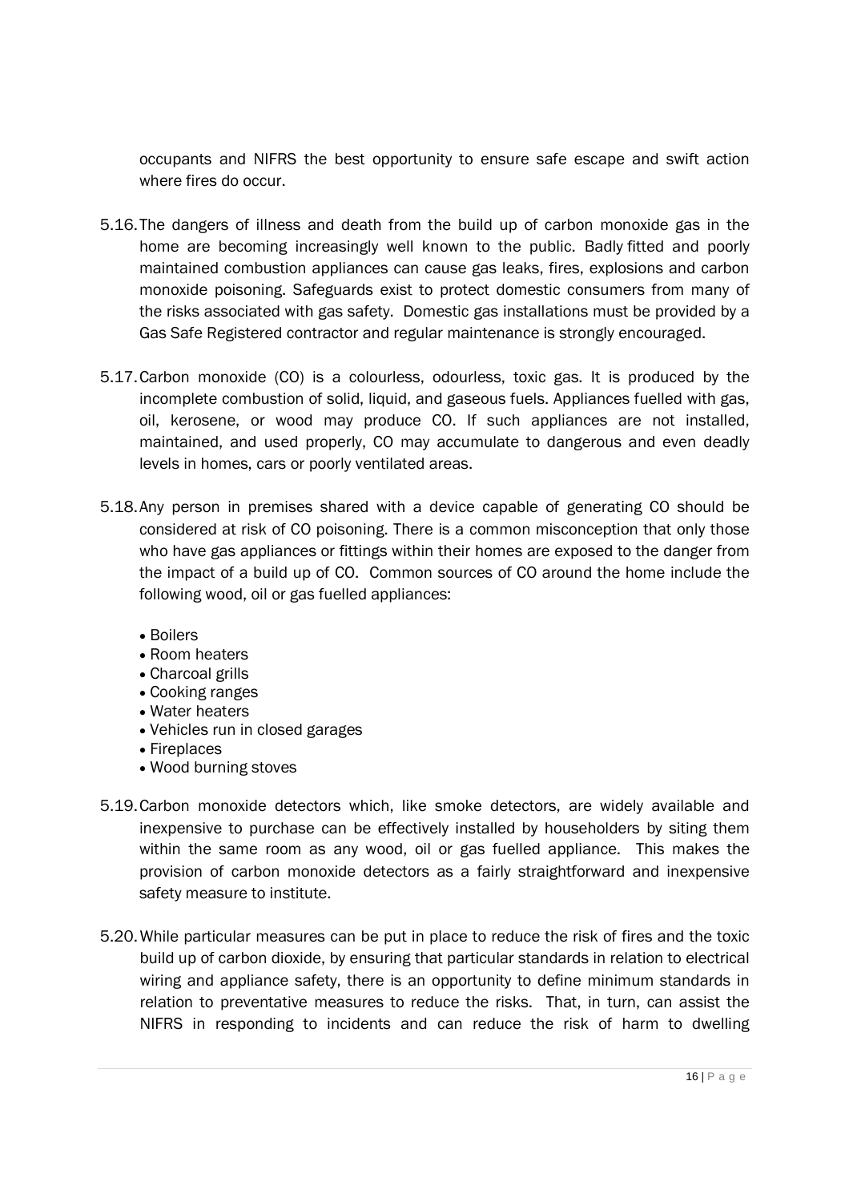occupants and NIFRS the best opportunity to ensure safe escape and swift action where fires do occur.

5.16. The dangers of illness and death from the build up of carbon monoxide gas in the home are becoming increasingly well known to the public. Badly fitted and poorly maintained combustion appliances can cause gas leaks, fires, explosions and carbon monoxide poisoning. Safeguards exist to protect domestic consumers from many of the risks associated with gas safety. Domestic gas installations must be provided by a Gas Safe Registered contractor and regular maintenance is strongly encouraged.

5.17. Carbon monoxide (CO) is a colourless, odourless, toxic gas. It is produced by the incomplete combustion of solid, liquid, and gaseous fuels. Appliances fuelled with gas, oil, kerosene, or wood may produce CO. If such appliances are not installed, maintained, and used properly, CO may accumulate to dangerous and even deadly levels in homes, cars or poorly ventilated areas.

5.18. Any person in premises shared with a device capable of generating CO should be considered at risk of CO poisoning. There is a common misconception that only those who have gas appliances or fittings within their homes are exposed to the danger from the impact of a build up of CO. Common sources of CO around the home include the following wood, oil or gas fuelled appliances:

- Boilers
- Room heaters
- Charcoal grills
- Cooking ranges
- Water heaters
- Vehicles run in closed garages
- Fireplaces
- Wood burning stoves

5.19. Carbon monoxide detectors which, like smoke detectors, are widely available and inexpensive to purchase can be effectively installed by householders by siting them within the same room as any wood, oil or gas fuelled appliance. This makes the provision of carbon monoxide detectors as a fairly straightforward and inexpensive safety measure to institute.

5.20. While particular measures can be put in place to reduce the risk of fires and the toxic build up of carbon dioxide, by ensuring that particular standards in relation to electrical wiring and appliance safety, there is an opportunity to define minimum standards in relation to preventative measures to reduce the risks. That, in turn, can assist the NIFRS in responding to incidents and can reduce the risk of harm to dwelling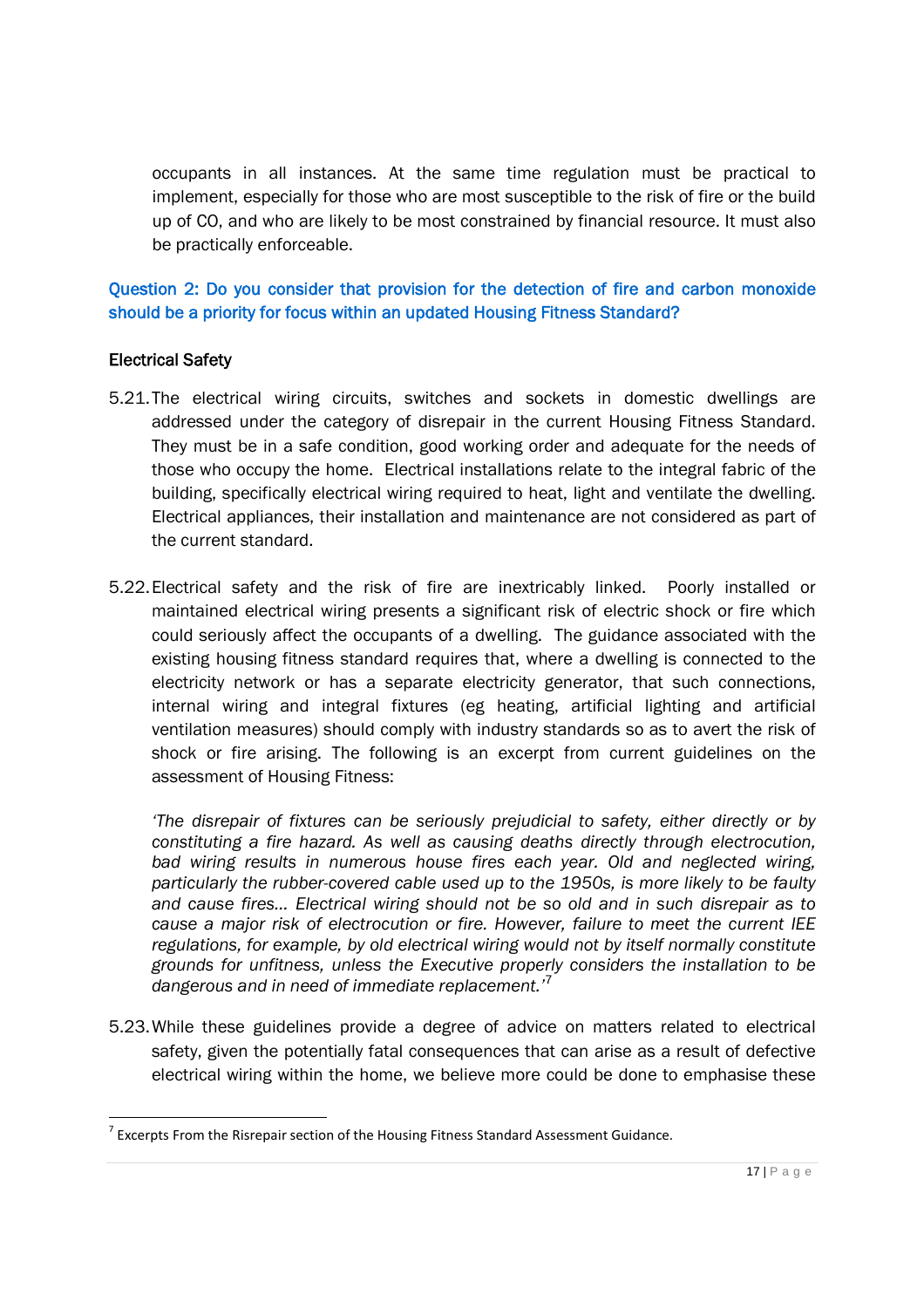occupants in all instances. At the same time regulation must be practical to implement, especially for those who are most susceptible to the risk of fire or the build up of CO, and who are likely to be most constrained by financial resource. It must also be practically enforceable.

**Question 2: Do you consider that provision for the detection of fire and carbon monoxide should be a priority for focus within an updated Housing Fitness Standard?**

### Electrical Safety

5.21. The electrical wiring circuits, switches and sockets in domestic dwellings are addressed under the category of disrepair in the current Housing Fitness Standard. They must be in a safe condition, good working order and adequate for the needs of those who occupy the home. Electrical installations relate to the integral fabric of the building, specifically electrical wiring required to heat, light and ventilate the dwelling. Electrical appliances, their installation and maintenance are not considered as part of the current standard.

5.22. Electrical safety and the risk of fire are inextricably linked. Poorly installed or maintained electrical wiring presents a significant risk of electric shock or fire which could seriously affect the occupants of a dwelling. The guidance associated with the existing housing fitness standard requires that, where a dwelling is connected to the electricity network or has a separate electricity generator, that such connections, internal wiring and integral fixtures (eg heating, artificial lighting and artificial ventilation measures) should comply with industry standards so as to avert the risk of shock or fire arising. The following is an excerpt from current guidelines on the assessment of Housing Fitness:

*'The disrepair of fixtures can be seriously prejudicial to safety, either directly or by constituting a fire hazard. As well as causing deaths directly through electrocution, bad wiring results in numerous house fires each year. Old and neglected wiring, particularly the rubber-covered cable used up to the 1950s, is more likely to be faulty and cause fires... Electrical wiring should not be so old and in such disrepair as to cause a major risk of electrocution or fire. However, failure to meet the current IEE regulations, for example, by old electrical wiring would not by itself normally constitute grounds for unfitness, unless the Executive properly considers the installation to be dangerous and in need of immediate replacement.'*[7]

5.23. While these guidelines provide a degree of advice on matters related to electrical safety, given the potentially fatal consequences that can arise as a result of defective electrical wiring within the home, we believe more could be done to emphasise these

---

[7] Excerpts From the Risrepair section of the Housing Fitness Standard Assessment Guidance.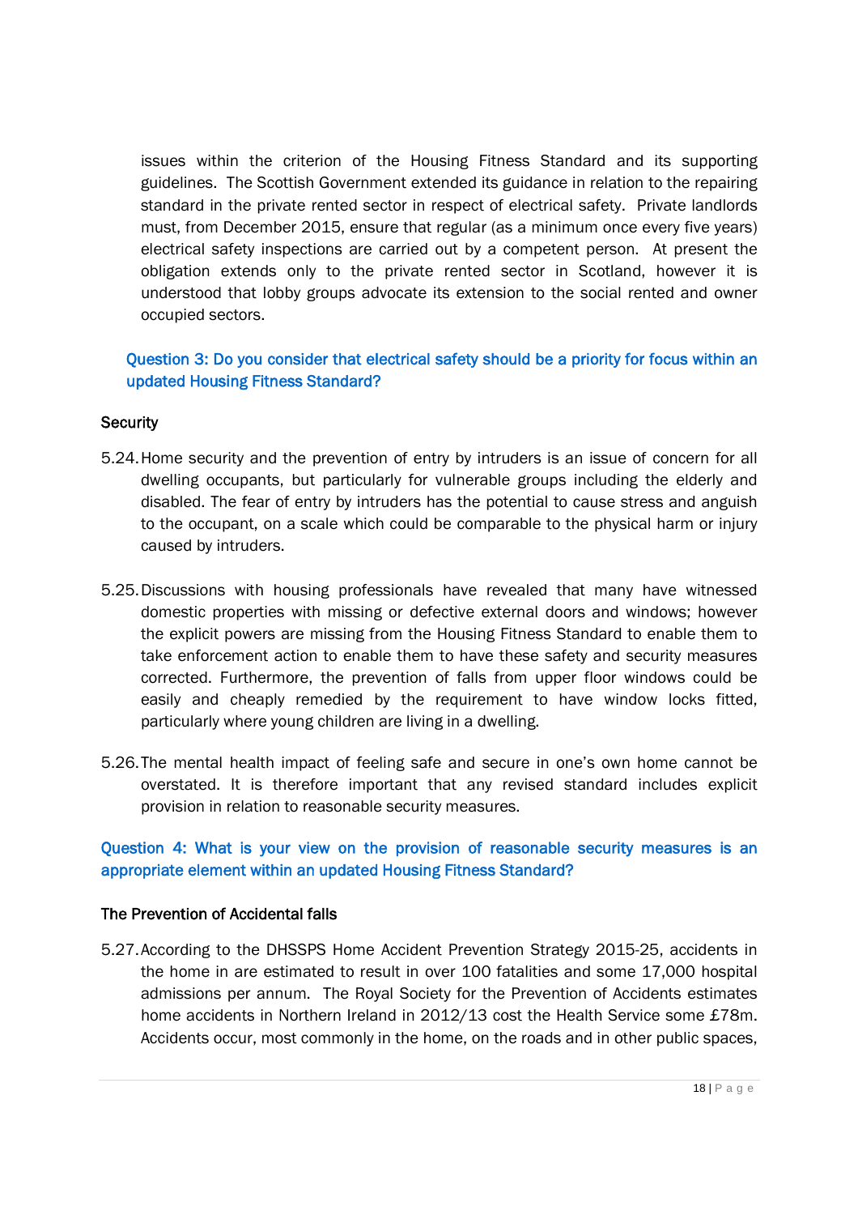issues within the criterion of the Housing Fitness Standard and its supporting guidelines. The Scottish Government extended its guidance in relation to the repairing standard in the private rented sector in respect of electrical safety. Private landlords must, from December 2015, ensure that regular (as a minimum once every five years) electrical safety inspections are carried out by a competent person. At present the obligation extends only to the private rented sector in Scotland, however it is understood that lobby groups advocate its extension to the social rented and owner occupied sectors.

**Question 3: Do you consider that electrical safety should be a priority for focus within an updated Housing Fitness Standard?**

### Security

5.24. Home security and the prevention of entry by intruders is an issue of concern for all dwelling occupants, but particularly for vulnerable groups including the elderly and disabled. The fear of entry by intruders has the potential to cause stress and anguish to the occupant, on a scale which could be comparable to the physical harm or injury caused by intruders.

5.25. Discussions with housing professionals have revealed that many have witnessed domestic properties with missing or defective external doors and windows; however the explicit powers are missing from the Housing Fitness Standard to enable them to take enforcement action to enable them to have these safety and security measures corrected. Furthermore, the prevention of falls from upper floor windows could be easily and cheaply remedied by the requirement to have window locks fitted, particularly where young children are living in a dwelling.

5.26. The mental health impact of feeling safe and secure in one's own home cannot be overstated. It is therefore important that any revised standard includes explicit provision in relation to reasonable security measures.

**Question 4: What is your view on the provision of reasonable security measures is an appropriate element within an updated Housing Fitness Standard?**

### The Prevention of Accidental falls

5.27. According to the DHSSPS Home Accident Prevention Strategy 2015-25, accidents in the home in are estimated to result in over 100 fatalities and some 17,000 hospital admissions per annum. The Royal Society for the Prevention of Accidents estimates home accidents in Northern Ireland in 2012/13 cost the Health Service some £78m. Accidents occur, most commonly in the home, on the roads and in other public spaces,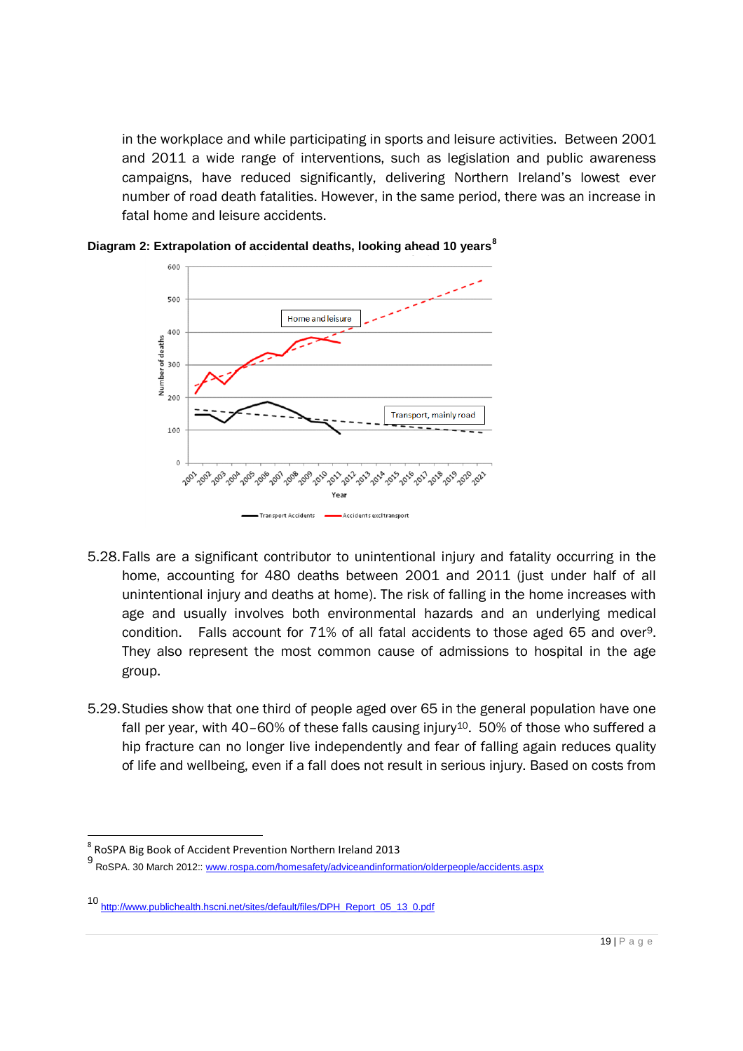in the workplace and while participating in sports and leisure activities. Between 2001 and 2011 a wide range of interventions, such as legislation and public awareness campaigns, have reduced significantly, delivering Northern Ireland's lowest ever number of road death fatalities. However, in the same period, there was an increase in fatal home and leisure accidents.

**Diagram 2: Extrapolation of accidental deaths, looking ahead 10 years**[8]

5.28. Falls are a significant contributor to unintentional injury and fatality occurring in the home, accounting for 480 deaths between 2001 and 2011 (just under half of all unintentional injury and deaths at home). The risk of falling in the home increases with age and usually involves both environmental hazards and an underlying medical condition. Falls account for 71% of all fatal accidents to those aged 65 and over[9]. They also represent the most common cause of admissions to hospital in the age group.

5.29. Studies show that one third of people aged over 65 in the general population have one fall per year, with 40–60% of these falls causing injury[10]. 50% of those who suffered a hip fracture can no longer live independently and fear of falling again reduces quality of life and wellbeing, even if a fall does not result in serious injury. Based on costs from

---

[8] RoSPA Big Book of Accident Prevention Northern Ireland 2013

[9] RoSPA. 30 March 2012:: www.rospa.com/homesafety/adviceandinformation/olderpeople/accidents.aspx

[10] http://www.publichealth.hscni.net/sites/default/files/DPH_Report_05_13_0.pdf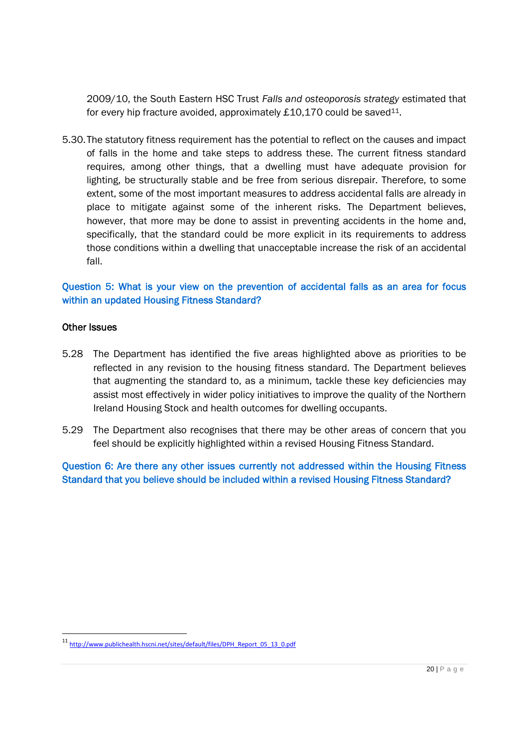2009/10, the South Eastern HSC Trust *Falls and osteoporosis strategy* estimated that for every hip fracture avoided, approximately £10,170 could be saved[11].

5.30. The statutory fitness requirement has the potential to reflect on the causes and impact of falls in the home and take steps to address these. The current fitness standard requires, among other things, that a dwelling must have adequate provision for lighting, be structurally stable and be free from serious disrepair. Therefore, to some extent, some of the most important measures to address accidental falls are already in place to mitigate against some of the inherent risks. The Department believes, however, that more may be done to assist in preventing accidents in the home and, specifically, that the standard could be more explicit in its requirements to address those conditions within a dwelling that unacceptable increase the risk of an accidental fall.

**Question 5: What is your view on the prevention of accidental falls as an area for focus within an updated Housing Fitness Standard?**

### Other Issues

5.28 The Department has identified the five areas highlighted above as priorities to be reflected in any revision to the housing fitness standard. The Department believes that augmenting the standard to, as a minimum, tackle these key deficiencies may assist most effectively in wider policy initiatives to improve the quality of the Northern Ireland Housing Stock and health outcomes for dwelling occupants.

5.29 The Department also recognises that there may be other areas of concern that you feel should be explicitly highlighted within a revised Housing Fitness Standard.

**Question 6: Are there any other issues currently not addressed within the Housing Fitness Standard that you believe should be included within a revised Housing Fitness Standard?**

[11] http://www.publichealth.hscni.net/sites/default/files/DPH_Report_05_13_0.pdf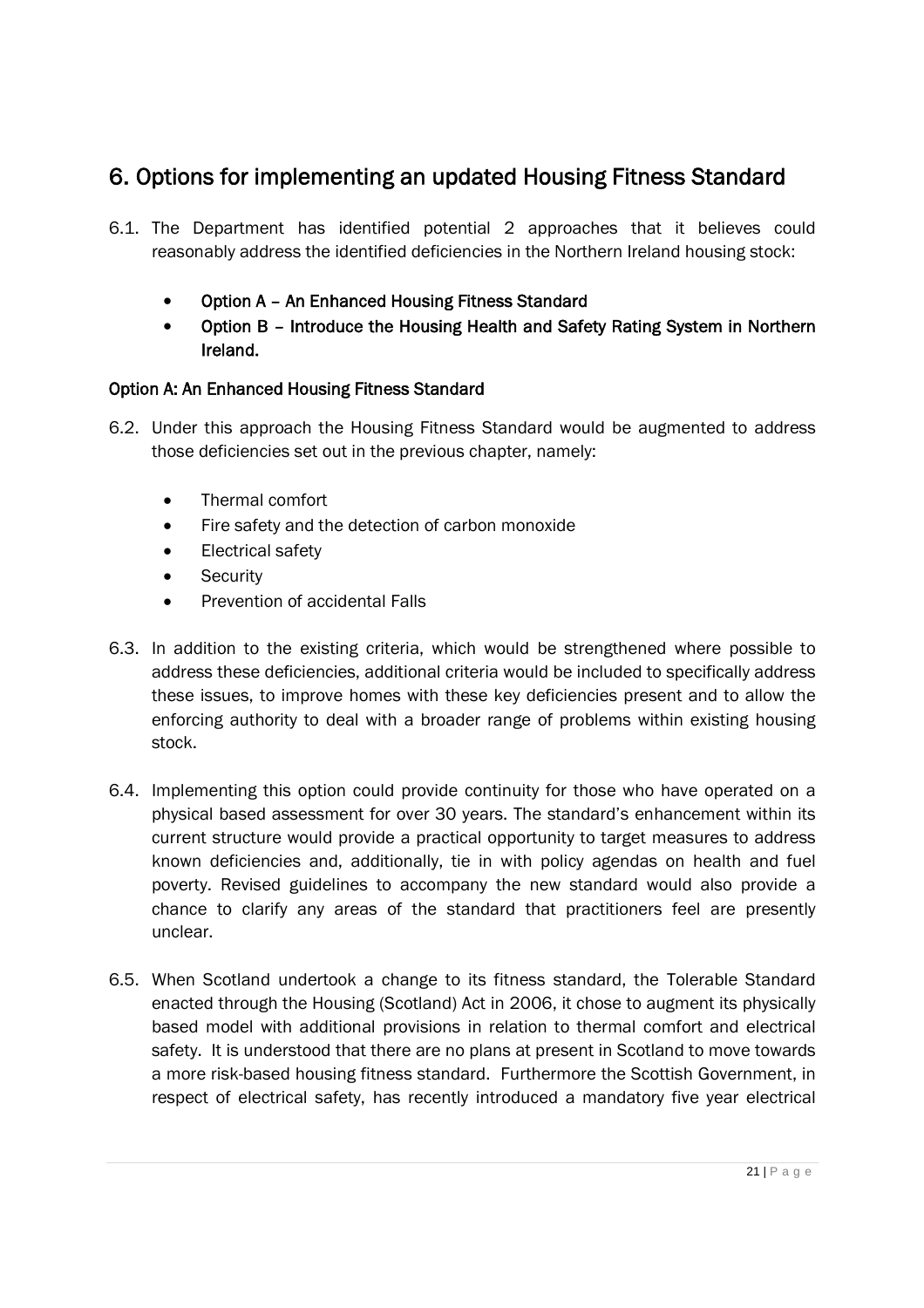## 6. Options for implementing an updated Housing Fitness Standard

6.1. The Department has identified potential 2 approaches that it believes could reasonably address the identified deficiencies in the Northern Ireland housing stock:

- **Option A – An Enhanced Housing Fitness Standard**
- **Option B – Introduce the Housing Health and Safety Rating System in Northern Ireland.**

### Option A: An Enhanced Housing Fitness Standard

6.2. Under this approach the Housing Fitness Standard would be augmented to address those deficiencies set out in the previous chapter, namely:

- Thermal comfort
- Fire safety and the detection of carbon monoxide
- Electrical safety
- Security
- Prevention of accidental Falls

6.3. In addition to the existing criteria, which would be strengthened where possible to address these deficiencies, additional criteria would be included to specifically address these issues, to improve homes with these key deficiencies present and to allow the enforcing authority to deal with a broader range of problems within existing housing stock.

6.4. Implementing this option could provide continuity for those who have operated on a physical based assessment for over 30 years. The standard's enhancement within its current structure would provide a practical opportunity to target measures to address known deficiencies and, additionally, tie in with policy agendas on health and fuel poverty. Revised guidelines to accompany the new standard would also provide a chance to clarify any areas of the standard that practitioners feel are presently unclear.

6.5. When Scotland undertook a change to its fitness standard, the Tolerable Standard enacted through the Housing (Scotland) Act in 2006, it chose to augment its physically based model with additional provisions in relation to thermal comfort and electrical safety. It is understood that there are no plans at present in Scotland to move towards a more risk-based housing fitness standard. Furthermore the Scottish Government, in respect of electrical safety, has recently introduced a mandatory five year electrical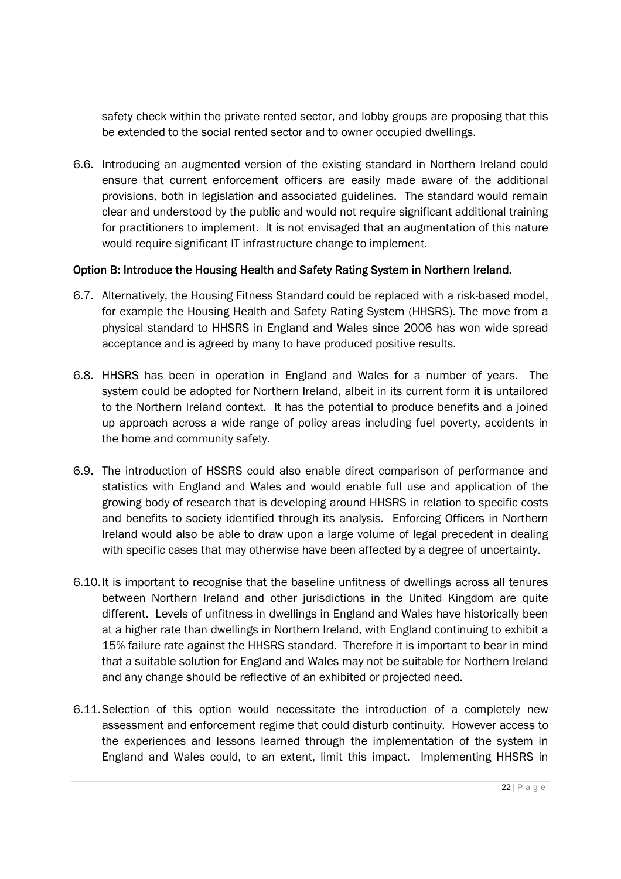safety check within the private rented sector, and lobby groups are proposing that this be extended to the social rented sector and to owner occupied dwellings.

6.6. Introducing an augmented version of the existing standard in Northern Ireland could ensure that current enforcement officers are easily made aware of the additional provisions, both in legislation and associated guidelines. The standard would remain clear and understood by the public and would not require significant additional training for practitioners to implement. It is not envisaged that an augmentation of this nature would require significant IT infrastructure change to implement.

**Option B: Introduce the Housing Health and Safety Rating System in Northern Ireland.**

6.7. Alternatively, the Housing Fitness Standard could be replaced with a risk-based model, for example the Housing Health and Safety Rating System (HHSRS). The move from a physical standard to HHSRS in England and Wales since 2006 has won wide spread acceptance and is agreed by many to have produced positive results.

6.8. HHSRS has been in operation in England and Wales for a number of years. The system could be adopted for Northern Ireland, albeit in its current form it is untailored to the Northern Ireland context. It has the potential to produce benefits and a joined up approach across a wide range of policy areas including fuel poverty, accidents in the home and community safety.

6.9. The introduction of HSSRS could also enable direct comparison of performance and statistics with England and Wales and would enable full use and application of the growing body of research that is developing around HHSRS in relation to specific costs and benefits to society identified through its analysis. Enforcing Officers in Northern Ireland would also be able to draw upon a large volume of legal precedent in dealing with specific cases that may otherwise have been affected by a degree of uncertainty.

6.10. It is important to recognise that the baseline unfitness of dwellings across all tenures between Northern Ireland and other jurisdictions in the United Kingdom are quite different. Levels of unfitness in dwellings in England and Wales have historically been at a higher rate than dwellings in Northern Ireland, with England continuing to exhibit a 15% failure rate against the HHSRS standard. Therefore it is important to bear in mind that a suitable solution for England and Wales may not be suitable for Northern Ireland and any change should be reflective of an exhibited or projected need.

6.11. Selection of this option would necessitate the introduction of a completely new assessment and enforcement regime that could disturb continuity. However access to the experiences and lessons learned through the implementation of the system in England and Wales could, to an extent, limit this impact. Implementing HHSRS in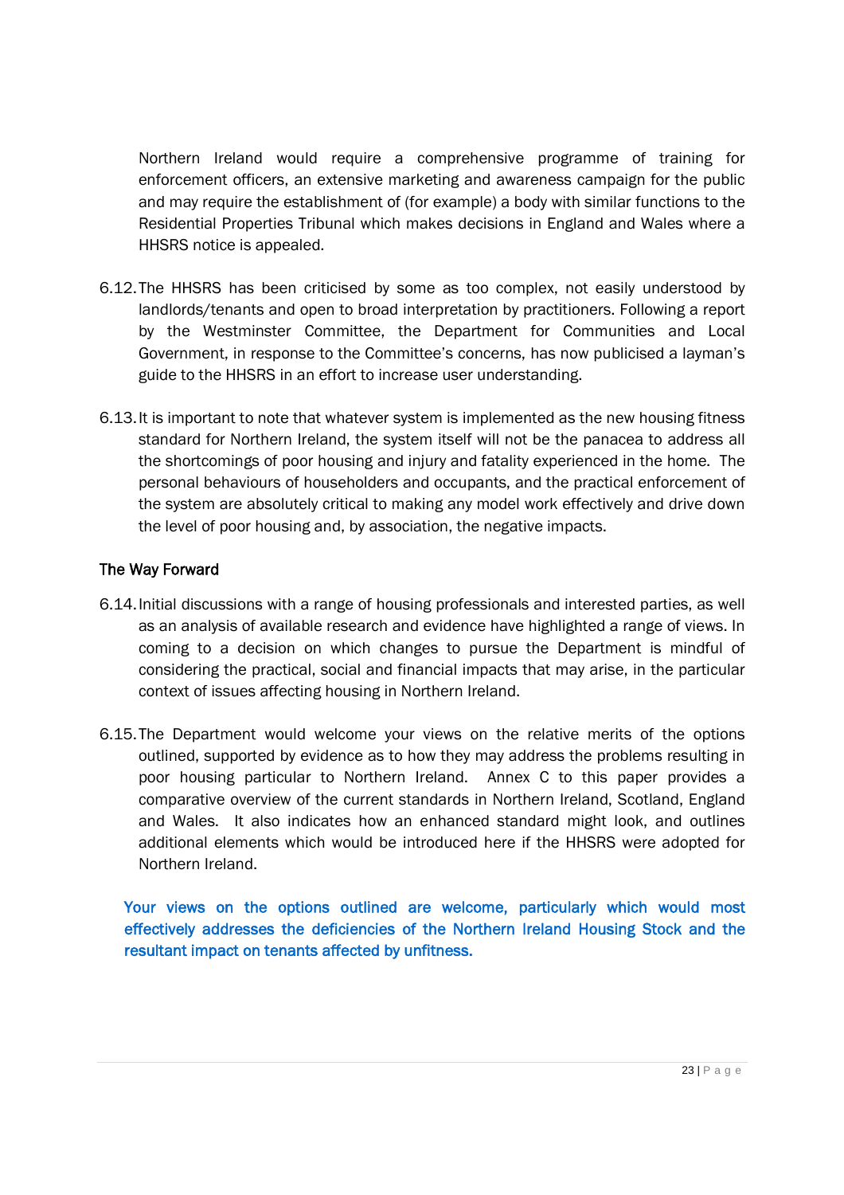Northern Ireland would require a comprehensive programme of training for enforcement officers, an extensive marketing and awareness campaign for the public and may require the establishment of (for example) a body with similar functions to the Residential Properties Tribunal which makes decisions in England and Wales where a HHSRS notice is appealed.

6.12. The HHSRS has been criticised by some as too complex, not easily understood by landlords/tenants and open to broad interpretation by practitioners. Following a report by the Westminster Committee, the Department for Communities and Local Government, in response to the Committee's concerns, has now publicised a layman's guide to the HHSRS in an effort to increase user understanding.

6.13. It is important to note that whatever system is implemented as the new housing fitness standard for Northern Ireland, the system itself will not be the panacea to address all the shortcomings of poor housing and injury and fatality experienced in the home. The personal behaviours of householders and occupants, and the practical enforcement of the system are absolutely critical to making any model work effectively and drive down the level of poor housing and, by association, the negative impacts.

### The Way Forward

6.14. Initial discussions with a range of housing professionals and interested parties, as well as an analysis of available research and evidence have highlighted a range of views. In coming to a decision on which changes to pursue the Department is mindful of considering the practical, social and financial impacts that may arise, in the particular context of issues affecting housing in Northern Ireland.

6.15. The Department would welcome your views on the relative merits of the options outlined, supported by evidence as to how they may address the problems resulting in poor housing particular to Northern Ireland. Annex C to this paper provides a comparative overview of the current standards in Northern Ireland, Scotland, England and Wales. It also indicates how an enhanced standard might look, and outlines additional elements which would be introduced here if the HHSRS were adopted for Northern Ireland.

**Your views on the options outlined are welcome, particularly which would most effectively addresses the deficiencies of the Northern Ireland Housing Stock and the resultant impact on tenants affected by unfitness.**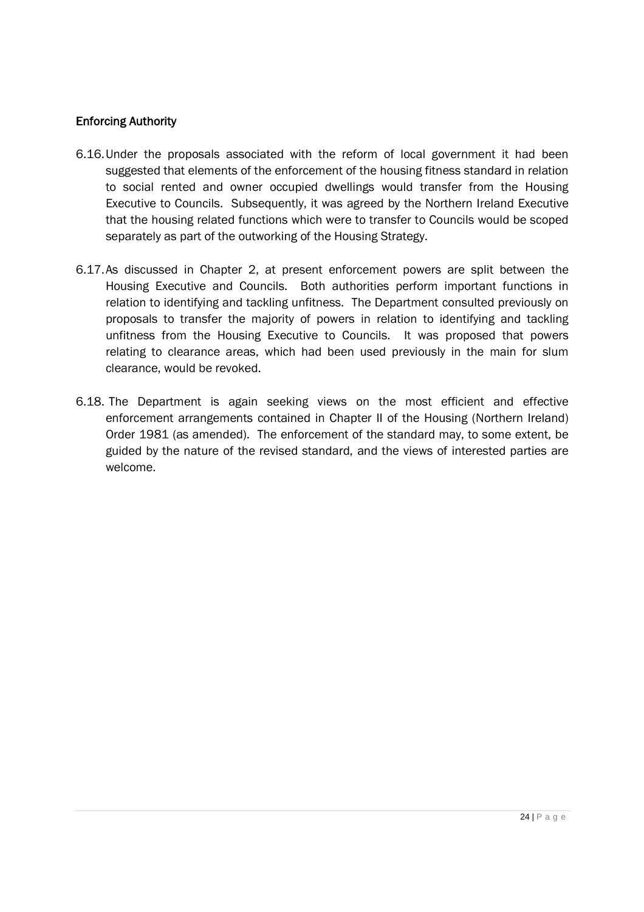## Enforcing Authority

6.16. Under the proposals associated with the reform of local government it had been suggested that elements of the enforcement of the housing fitness standard in relation to social rented and owner occupied dwellings would transfer from the Housing Executive to Councils. Subsequently, it was agreed by the Northern Ireland Executive that the housing related functions which were to transfer to Councils would be scoped separately as part of the outworking of the Housing Strategy.

6.17. As discussed in Chapter 2, at present enforcement powers are split between the Housing Executive and Councils. Both authorities perform important functions in relation to identifying and tackling unfitness. The Department consulted previously on proposals to transfer the majority of powers in relation to identifying and tackling unfitness from the Housing Executive to Councils. It was proposed that powers relating to clearance areas, which had been used previously in the main for slum clearance, would be revoked.

6.18. The Department is again seeking views on the most efficient and effective enforcement arrangements contained in Chapter II of the Housing (Northern Ireland) Order 1981 (as amended). The enforcement of the standard may, to some extent, be guided by the nature of the revised standard, and the views of interested parties are welcome.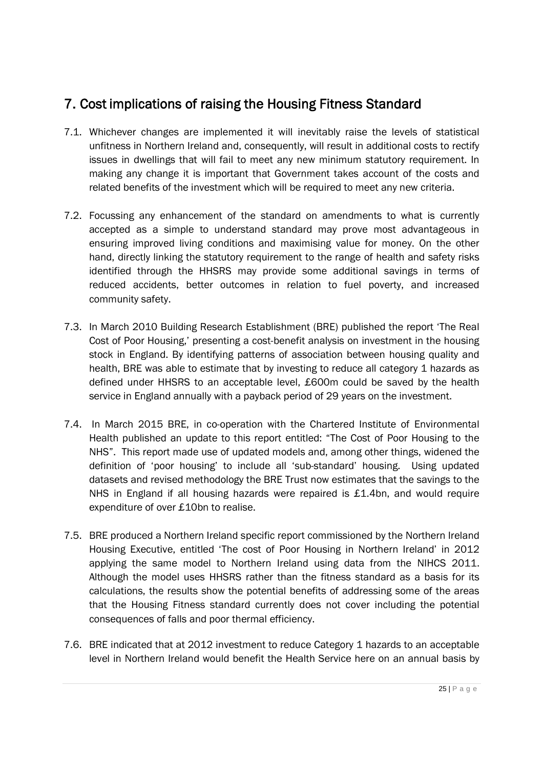## 7. Cost implications of raising the Housing Fitness Standard

7.1. Whichever changes are implemented it will inevitably raise the levels of statistical unfitness in Northern Ireland and, consequently, will result in additional costs to rectify issues in dwellings that will fail to meet any new minimum statutory requirement. In making any change it is important that Government takes account of the costs and related benefits of the investment which will be required to meet any new criteria.

7.2. Focussing any enhancement of the standard on amendments to what is currently accepted as a simple to understand standard may prove most advantageous in ensuring improved living conditions and maximising value for money. On the other hand, directly linking the statutory requirement to the range of health and safety risks identified through the HHSRS may provide some additional savings in terms of reduced accidents, better outcomes in relation to fuel poverty, and increased community safety.

7.3. In March 2010 Building Research Establishment (BRE) published the report 'The Real Cost of Poor Housing,' presenting a cost-benefit analysis on investment in the housing stock in England. By identifying patterns of association between housing quality and health, BRE was able to estimate that by investing to reduce all category 1 hazards as defined under HHSRS to an acceptable level, £600m could be saved by the health service in England annually with a payback period of 29 years on the investment.

7.4. In March 2015 BRE, in co-operation with the Chartered Institute of Environmental Health published an update to this report entitled: "The Cost of Poor Housing to the NHS". This report made use of updated models and, among other things, widened the definition of 'poor housing' to include all 'sub-standard' housing. Using updated datasets and revised methodology the BRE Trust now estimates that the savings to the NHS in England if all housing hazards were repaired is £1.4bn, and would require expenditure of over £10bn to realise.

7.5. BRE produced a Northern Ireland specific report commissioned by the Northern Ireland Housing Executive, entitled 'The cost of Poor Housing in Northern Ireland' in 2012 applying the same model to Northern Ireland using data from the NIHCS 2011. Although the model uses HHSRS rather than the fitness standard as a basis for its calculations, the results show the potential benefits of addressing some of the areas that the Housing Fitness standard currently does not cover including the potential consequences of falls and poor thermal efficiency.

7.6. BRE indicated that at 2012 investment to reduce Category 1 hazards to an acceptable level in Northern Ireland would benefit the Health Service here on an annual basis by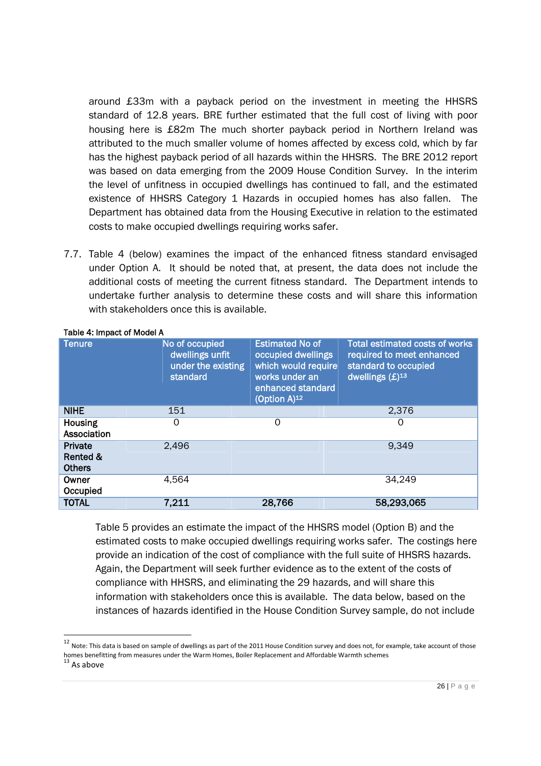around £33m with a payback period on the investment in meeting the HHSRS standard of 12.8 years. BRE further estimated that the full cost of living with poor housing here is £82m The much shorter payback period in Northern Ireland was attributed to the much smaller volume of homes affected by excess cold, which by far has the highest payback period of all hazards within the HHSRS. The BRE 2012 report was based on data emerging from the 2009 House Condition Survey. In the interim the level of unfitness in occupied dwellings has continued to fall, and the estimated existence of HHSRS Category 1 Hazards in occupied homes has also fallen. The Department has obtained data from the Housing Executive in relation to the estimated costs to make occupied dwellings requiring works safer.

7.7. Table 4 (below) examines the impact of the enhanced fitness standard envisaged under Option A. It should be noted that, at present, the data does not include the additional costs of meeting the current fitness standard. The Department intends to undertake further analysis to determine these costs and will share this information with stakeholders once this is available.

**Table 4: Impact of Model A**

| Tenure | No of occupied dwellings unfit under the existing standard | Estimated No of occupied dwellings which would require works under an enhanced standard (Option A)[12] | Total estimated costs of works required to meet enhanced standard to occupied dwellings (£)[13] |
|---|---|---|---|
| NIHE | 151 | | 2,376 |
| Housing Association | 0 | 0 | 0 |
| Private Rented & Others | 2,496 | | 9,349 |
| Owner Occupied | 4,564 | | 34,249 |
| **TOTAL** | **7,211** | **28,766** | **58,293,065** |

Table 5 provides an estimate the impact of the HHSRS model (Option B) and the estimated costs to make occupied dwellings requiring works safer. The costings here provide an indication of the cost of compliance with the full suite of HHSRS hazards. Again, the Department will seek further evidence as to the extent of the costs of compliance with HHSRS, and eliminating the 29 hazards, and will share this information with stakeholders once this is available. The data below, based on the instances of hazards identified in the House Condition Survey sample, do not include

[12] Note: This data is based on sample of dwellings as part of the 2011 House Condition survey and does not, for example, take account of those homes benefitting from measures under the Warm Homes, Boiler Replacement and Affordable Warmth schemes

[13] As above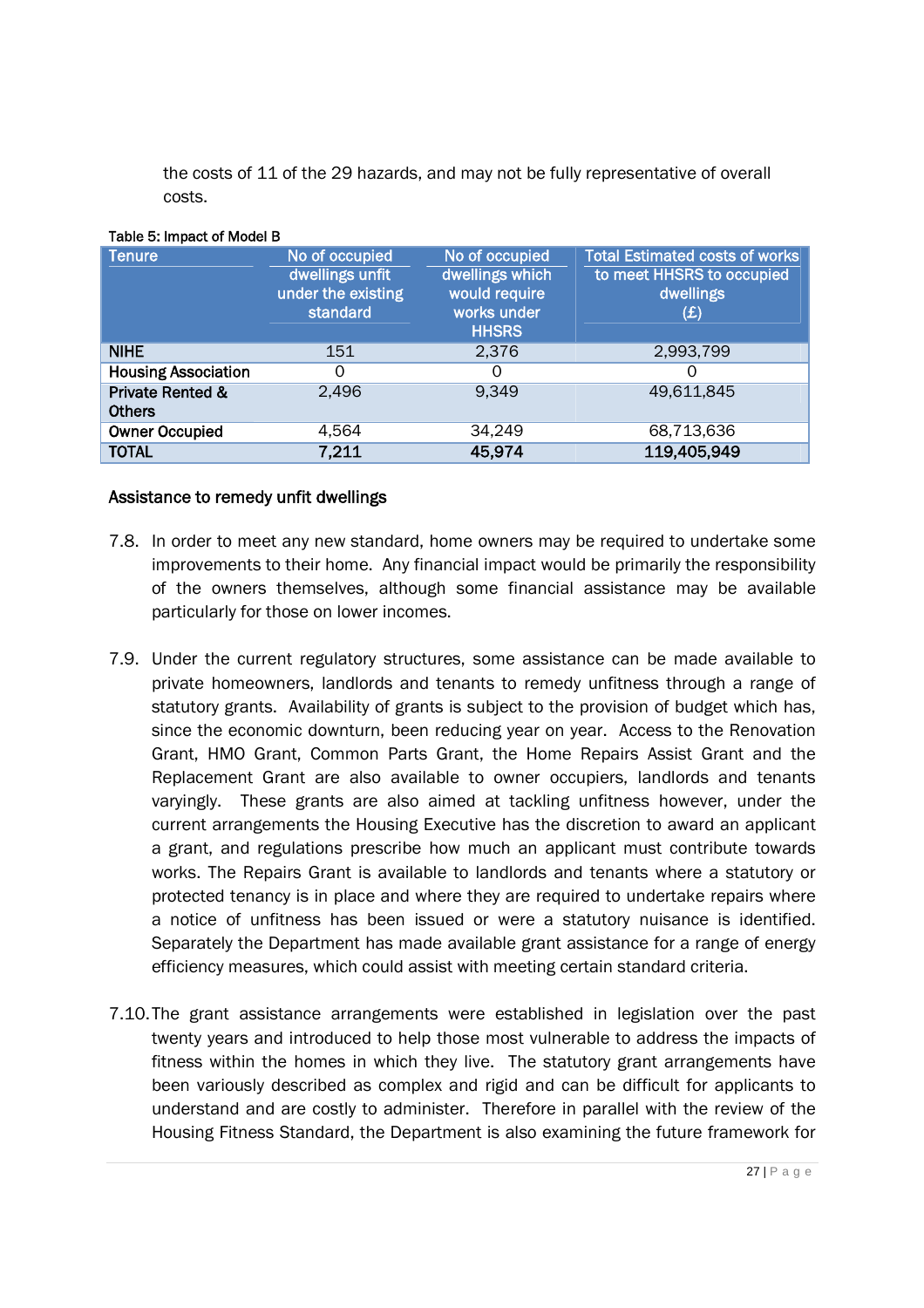the costs of 11 of the 29 hazards, and may not be fully representative of overall costs.

Table 5: Impact of Model B

| Tenure | No of occupied dwellings unfit under the existing standard | No of occupied dwellings which would require works under HHSRS | Total Estimated costs of works to meet HHSRS to occupied dwellings (£) |
|---|---|---|---|
| **NIHE** | 151 | 2,376 | 2,993,799 |
| **Housing Association** | 0 | 0 | 0 |
| **Private Rented & Others** | 2,496 | 9,349 | 49,611,845 |
| **Owner Occupied** | 4,564 | 34,249 | 68,713,636 |
| **TOTAL** | **7,211** | **45,974** | **119,405,949** |

**Assistance to remedy unfit dwellings**

7.8. In order to meet any new standard, home owners may be required to undertake some improvements to their home. Any financial impact would be primarily the responsibility of the owners themselves, although some financial assistance may be available particularly for those on lower incomes.

7.9. Under the current regulatory structures, some assistance can be made available to private homeowners, landlords and tenants to remedy unfitness through a range of statutory grants. Availability of grants is subject to the provision of budget which has, since the economic downturn, been reducing year on year. Access to the Renovation Grant, HMO Grant, Common Parts Grant, the Home Repairs Assist Grant and the Replacement Grant are also available to owner occupiers, landlords and tenants varyingly. These grants are also aimed at tackling unfitness however, under the current arrangements the Housing Executive has the discretion to award an applicant a grant, and regulations prescribe how much an applicant must contribute towards works. The Repairs Grant is available to landlords and tenants where a statutory or protected tenancy is in place and where they are required to undertake repairs where a notice of unfitness has been issued or were a statutory nuisance is identified. Separately the Department has made available grant assistance for a range of energy efficiency measures, which could assist with meeting certain standard criteria.

7.10. The grant assistance arrangements were established in legislation over the past twenty years and introduced to help those most vulnerable to address the impacts of fitness within the homes in which they live. The statutory grant arrangements have been variously described as complex and rigid and can be difficult for applicants to understand and are costly to administer. Therefore in parallel with the review of the Housing Fitness Standard, the Department is also examining the future framework for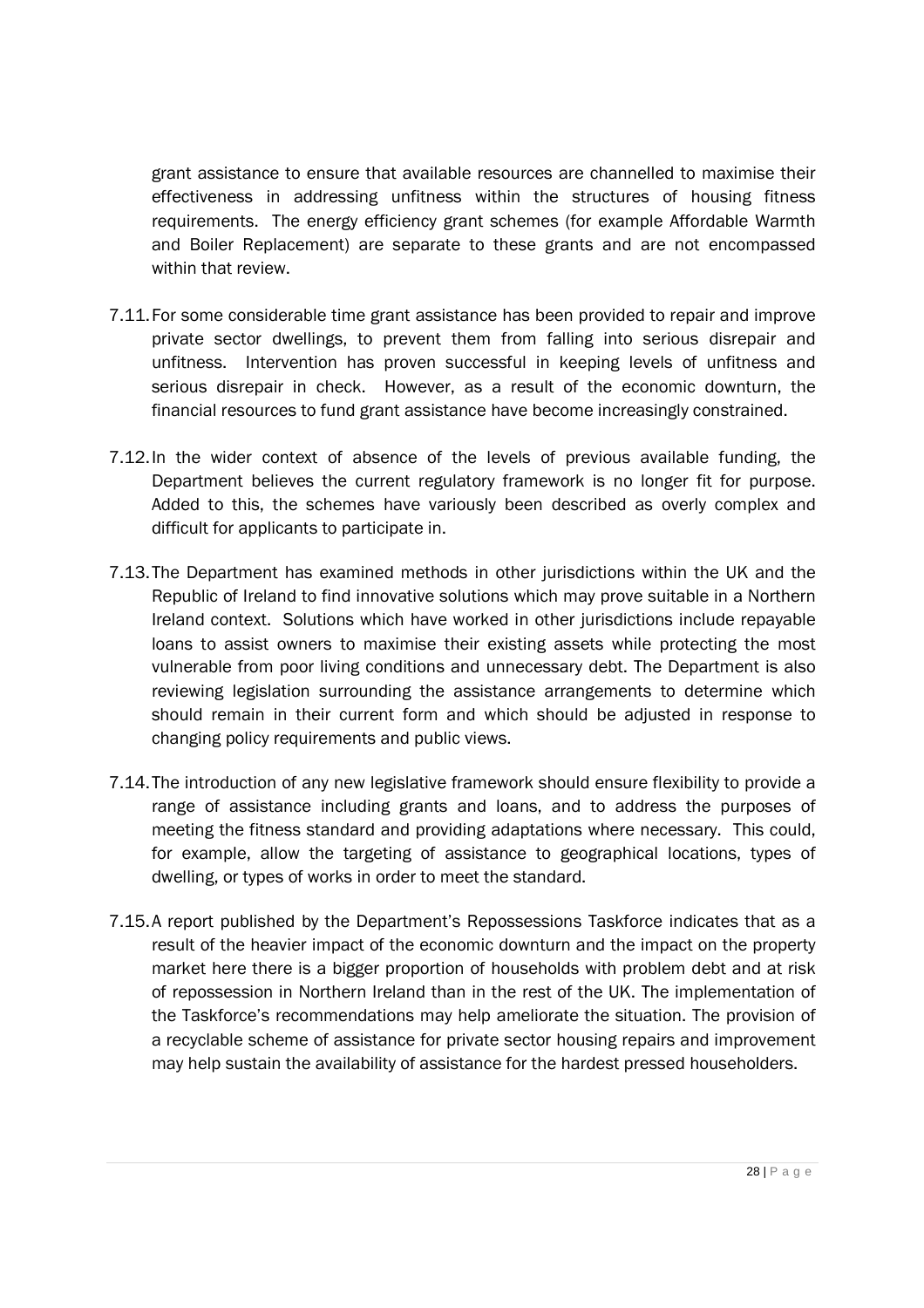grant assistance to ensure that available resources are channelled to maximise their effectiveness in addressing unfitness within the structures of housing fitness requirements. The energy efficiency grant schemes (for example Affordable Warmth and Boiler Replacement) are separate to these grants and are not encompassed within that review.

7.11. For some considerable time grant assistance has been provided to repair and improve private sector dwellings, to prevent them from falling into serious disrepair and unfitness. Intervention has proven successful in keeping levels of unfitness and serious disrepair in check. However, as a result of the economic downturn, the financial resources to fund grant assistance have become increasingly constrained.

7.12. In the wider context of absence of the levels of previous available funding, the Department believes the current regulatory framework is no longer fit for purpose. Added to this, the schemes have variously been described as overly complex and difficult for applicants to participate in.

7.13. The Department has examined methods in other jurisdictions within the UK and the Republic of Ireland to find innovative solutions which may prove suitable in a Northern Ireland context. Solutions which have worked in other jurisdictions include repayable loans to assist owners to maximise their existing assets while protecting the most vulnerable from poor living conditions and unnecessary debt. The Department is also reviewing legislation surrounding the assistance arrangements to determine which should remain in their current form and which should be adjusted in response to changing policy requirements and public views.

7.14. The introduction of any new legislative framework should ensure flexibility to provide a range of assistance including grants and loans, and to address the purposes of meeting the fitness standard and providing adaptations where necessary. This could, for example, allow the targeting of assistance to geographical locations, types of dwelling, or types of works in order to meet the standard.

7.15. A report published by the Department's Repossessions Taskforce indicates that as a result of the heavier impact of the economic downturn and the impact on the property market here there is a bigger proportion of households with problem debt and at risk of repossession in Northern Ireland than in the rest of the UK. The implementation of the Taskforce's recommendations may help ameliorate the situation. The provision of a recyclable scheme of assistance for private sector housing repairs and improvement may help sustain the availability of assistance for the hardest pressed householders.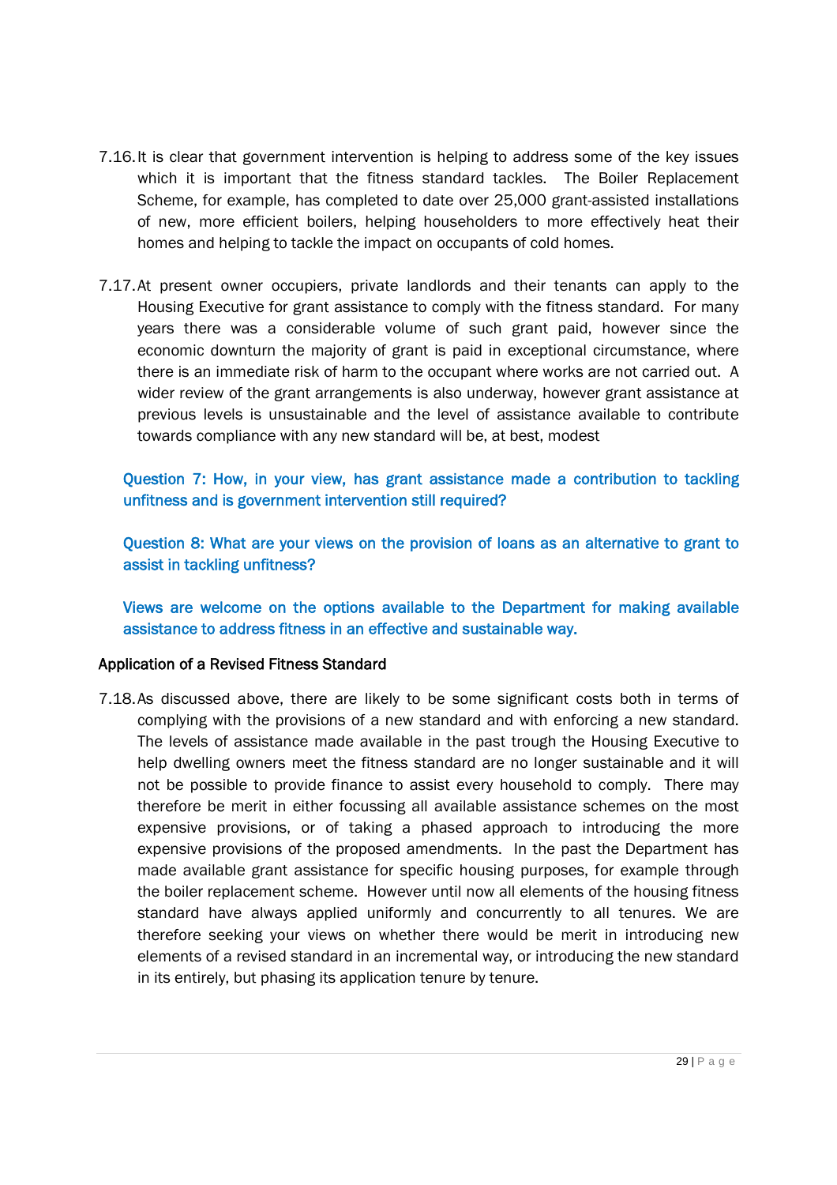7.16. It is clear that government intervention is helping to address some of the key issues which it is important that the fitness standard tackles. The Boiler Replacement Scheme, for example, has completed to date over 25,000 grant-assisted installations of new, more efficient boilers, helping householders to more effectively heat their homes and helping to tackle the impact on occupants of cold homes.

7.17. At present owner occupiers, private landlords and their tenants can apply to the Housing Executive for grant assistance to comply with the fitness standard. For many years there was a considerable volume of such grant paid, however since the economic downturn the majority of grant is paid in exceptional circumstance, where there is an immediate risk of harm to the occupant where works are not carried out. A wider review of the grant arrangements is also underway, however grant assistance at previous levels is unsustainable and the level of assistance available to contribute towards compliance with any new standard will be, at best, modest

Question 7: How, in your view, has grant assistance made a contribution to tackling unfitness and is government intervention still required?

Question 8: What are your views on the provision of loans as an alternative to grant to assist in tackling unfitness?

Views are welcome on the options available to the Department for making available assistance to address fitness in an effective and sustainable way.

### Application of a Revised Fitness Standard

7.18. As discussed above, there are likely to be some significant costs both in terms of complying with the provisions of a new standard and with enforcing a new standard. The levels of assistance made available in the past trough the Housing Executive to help dwelling owners meet the fitness standard are no longer sustainable and it will not be possible to provide finance to assist every household to comply. There may therefore be merit in either focussing all available assistance schemes on the most expensive provisions, or of taking a phased approach to introducing the more expensive provisions of the proposed amendments. In the past the Department has made available grant assistance for specific housing purposes, for example through the boiler replacement scheme. However until now all elements of the housing fitness standard have always applied uniformly and concurrently to all tenures. We are therefore seeking your views on whether there would be merit in introducing new elements of a revised standard in an incremental way, or introducing the new standard in its entirely, but phasing its application tenure by tenure.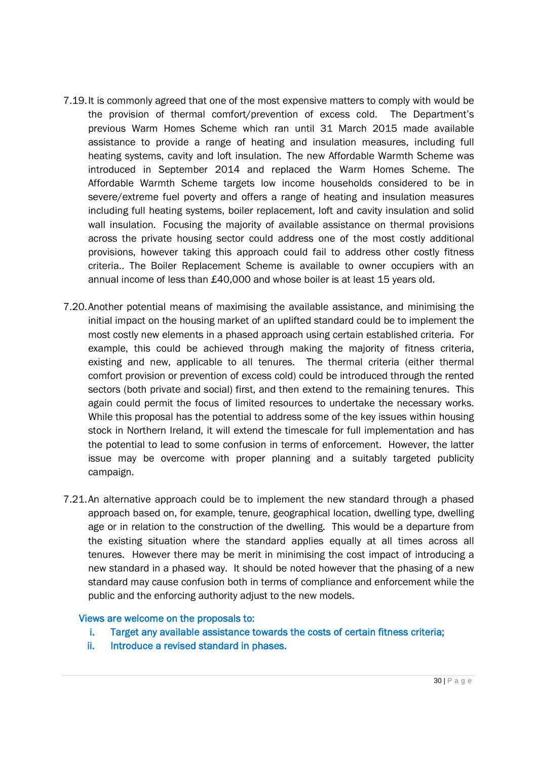7.19. It is commonly agreed that one of the most expensive matters to comply with would be the provision of thermal comfort/prevention of excess cold. The Department's previous Warm Homes Scheme which ran until 31 March 2015 made available assistance to provide a range of heating and insulation measures, including full heating systems, cavity and loft insulation. The new Affordable Warmth Scheme was introduced in September 2014 and replaced the Warm Homes Scheme. The Affordable Warmth Scheme targets low income households considered to be in severe/extreme fuel poverty and offers a range of heating and insulation measures including full heating systems, boiler replacement, loft and cavity insulation and solid wall insulation. Focusing the majority of available assistance on thermal provisions across the private housing sector could address one of the most costly additional provisions, however taking this approach could fail to address other costly fitness criteria.. The Boiler Replacement Scheme is available to owner occupiers with an annual income of less than £40,000 and whose boiler is at least 15 years old.

7.20. Another potential means of maximising the available assistance, and minimising the initial impact on the housing market of an uplifted standard could be to implement the most costly new elements in a phased approach using certain established criteria. For example, this could be achieved through making the majority of fitness criteria, existing and new, applicable to all tenures. The thermal criteria (either thermal comfort provision or prevention of excess cold) could be introduced through the rented sectors (both private and social) first, and then extend to the remaining tenures. This again could permit the focus of limited resources to undertake the necessary works. While this proposal has the potential to address some of the key issues within housing stock in Northern Ireland, it will extend the timescale for full implementation and has the potential to lead to some confusion in terms of enforcement. However, the latter issue may be overcome with proper planning and a suitably targeted publicity campaign.

7.21. An alternative approach could be to implement the new standard through a phased approach based on, for example, tenure, geographical location, dwelling type, dwelling age or in relation to the construction of the dwelling. This would be a departure from the existing situation where the standard applies equally at all times across all tenures. However there may be merit in minimising the cost impact of introducing a new standard in a phased way. It should be noted however that the phasing of a new standard may cause confusion both in terms of compliance and enforcement while the public and the enforcing authority adjust to the new models.

**Views are welcome on the proposals to:**

i. **Target any available assistance towards the costs of certain fitness criteria;**

ii. **Introduce a revised standard in phases.**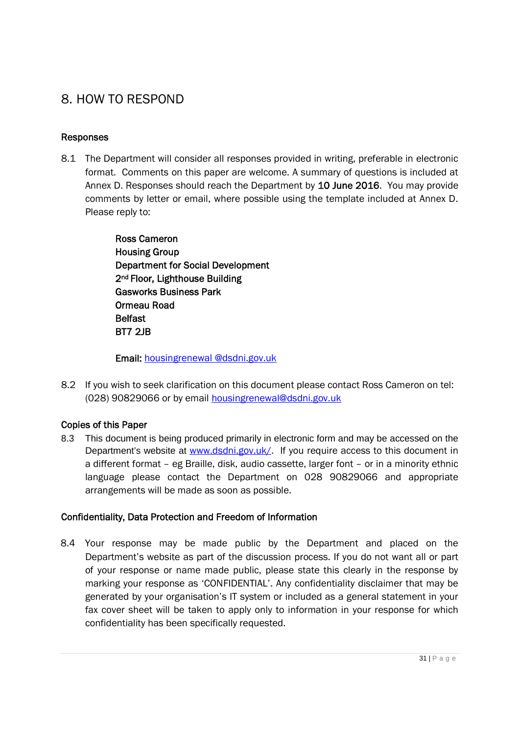# 8. HOW TO RESPOND

## Responses

8.1 The Department will consider all responses provided in writing, preferable in electronic format. Comments on this paper are welcome. A summary of questions is included at Annex D. Responses should reach the Department by **10 June 2016**. You may provide comments by letter or email, where possible using the template included at Annex D. Please reply to:

> **Ross Cameron**
> **Housing Group**
> **Department for Social Development**
> **2nd Floor, Lighthouse Building**
> **Gasworks Business Park**
> **Ormeau Road**
> **Belfast**
> **BT7 2JB**
>
> **Email:** housingrenewal @dsdni.gov.uk

8.2 If you wish to seek clarification on this document please contact Ross Cameron on tel: (028) 90829066 or by email housingrenewal@dsdni.gov.uk

## Copies of this Paper

8.3 This document is being produced primarily in electronic form and may be accessed on the Department's website at www.dsdni.gov.uk/. If you require access to this document in a different format – eg Braille, disk, audio cassette, larger font – or in a minority ethnic language please contact the Department on 028 90829066 and appropriate arrangements will be made as soon as possible.

## Confidentiality, Data Protection and Freedom of Information

8.4 Your response may be made public by the Department and placed on the Department's website as part of the discussion process. If you do not want all or part of your response or name made public, please state this clearly in the response by marking your response as 'CONFIDENTIAL'. Any confidentiality disclaimer that may be generated by your organisation's IT system or included as a general statement in your fax cover sheet will be taken to apply only to information in your response for which confidentiality has been specifically requested.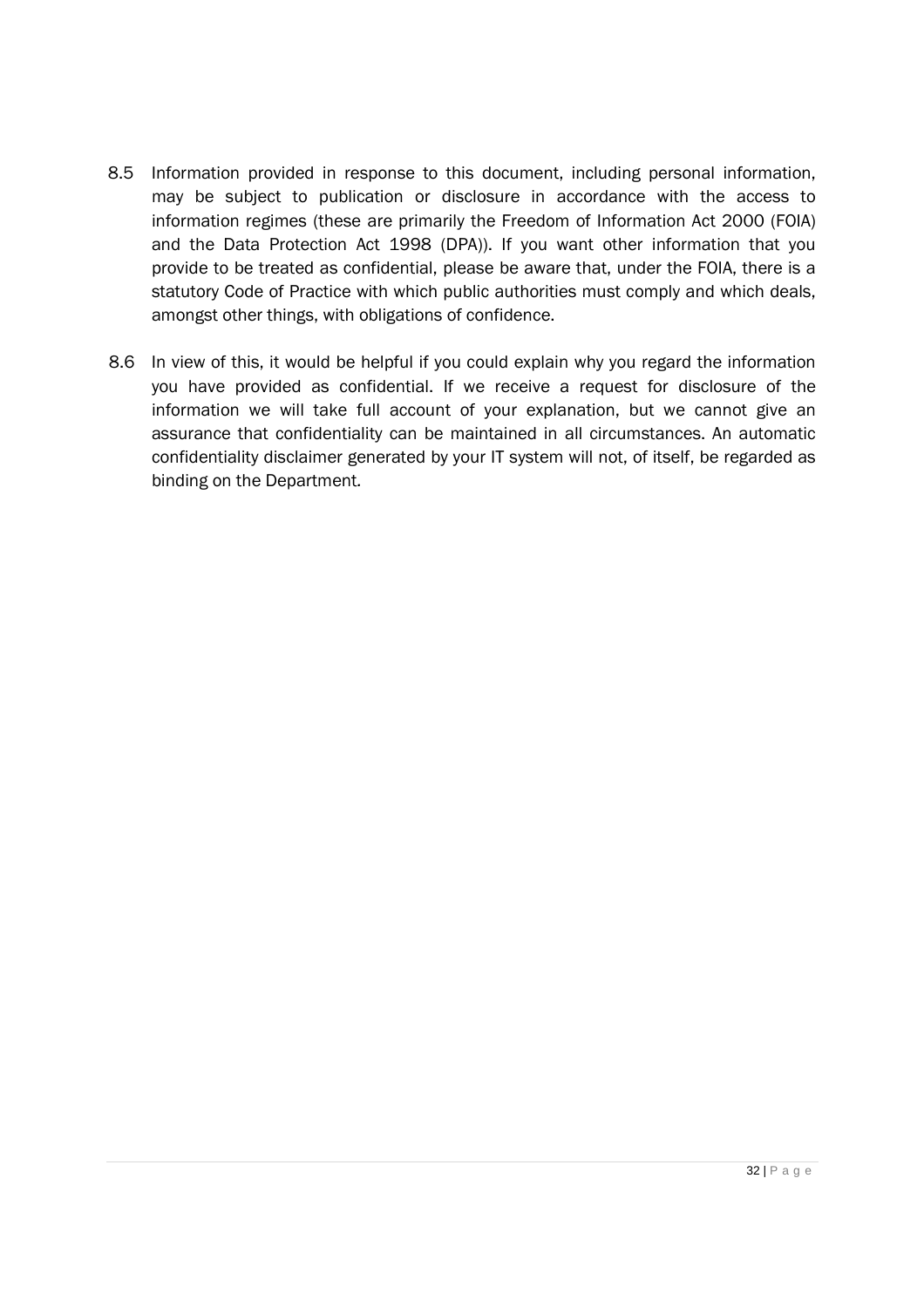8.5 Information provided in response to this document, including personal information, may be subject to publication or disclosure in accordance with the access to information regimes (these are primarily the Freedom of Information Act 2000 (FOIA) and the Data Protection Act 1998 (DPA)). If you want other information that you provide to be treated as confidential, please be aware that, under the FOIA, there is a statutory Code of Practice with which public authorities must comply and which deals, amongst other things, with obligations of confidence.

8.6 In view of this, it would be helpful if you could explain why you regard the information you have provided as confidential. If we receive a request for disclosure of the information we will take full account of your explanation, but we cannot give an assurance that confidentiality can be maintained in all circumstances. An automatic confidentiality disclaimer generated by your IT system will not, of itself, be regarded as binding on the Department.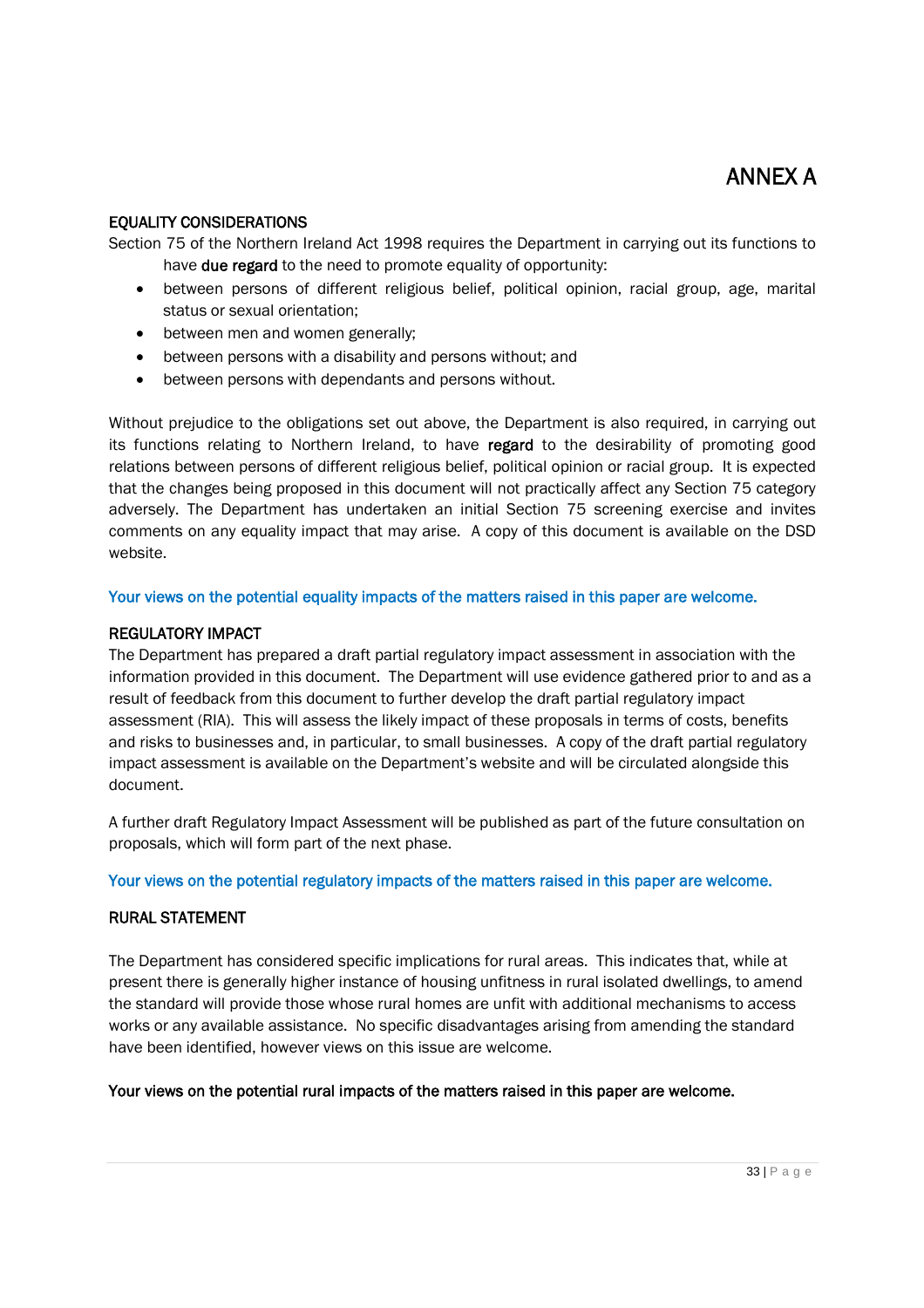# ANNEX A

## EQUALITY CONSIDERATIONS

Section 75 of the Northern Ireland Act 1998 requires the Department in carrying out its functions to have **due regard** to the need to promote equality of opportunity:

- between persons of different religious belief, political opinion, racial group, age, marital status or sexual orientation;
- between men and women generally;
- between persons with a disability and persons without; and
- between persons with dependants and persons without.

Without prejudice to the obligations set out above, the Department is also required, in carrying out its functions relating to Northern Ireland, to have **regard** to the desirability of promoting good relations between persons of different religious belief, political opinion or racial group. It is expected that the changes being proposed in this document will not practically affect any Section 75 category adversely. The Department has undertaken an initial Section 75 screening exercise and invites comments on any equality impact that may arise. A copy of this document is available on the DSD website.

Your views on the potential equality impacts of the matters raised in this paper are welcome.

## REGULATORY IMPACT

The Department has prepared a draft partial regulatory impact assessment in association with the information provided in this document. The Department will use evidence gathered prior to and as a result of feedback from this document to further develop the draft partial regulatory impact assessment (RIA). This will assess the likely impact of these proposals in terms of costs, benefits and risks to businesses and, in particular, to small businesses. A copy of the draft partial regulatory impact assessment is available on the Department's website and will be circulated alongside this document.

A further draft Regulatory Impact Assessment will be published as part of the future consultation on proposals, which will form part of the next phase.

Your views on the potential regulatory impacts of the matters raised in this paper are welcome.

## RURAL STATEMENT

The Department has considered specific implications for rural areas. This indicates that, while at present there is generally higher instance of housing unfitness in rural isolated dwellings, to amend the standard will provide those whose rural homes are unfit with additional mechanisms to access works or any available assistance. No specific disadvantages arising from amending the standard have been identified, however views on this issue are welcome.

**Your views on the potential rural impacts of the matters raised in this paper are welcome.**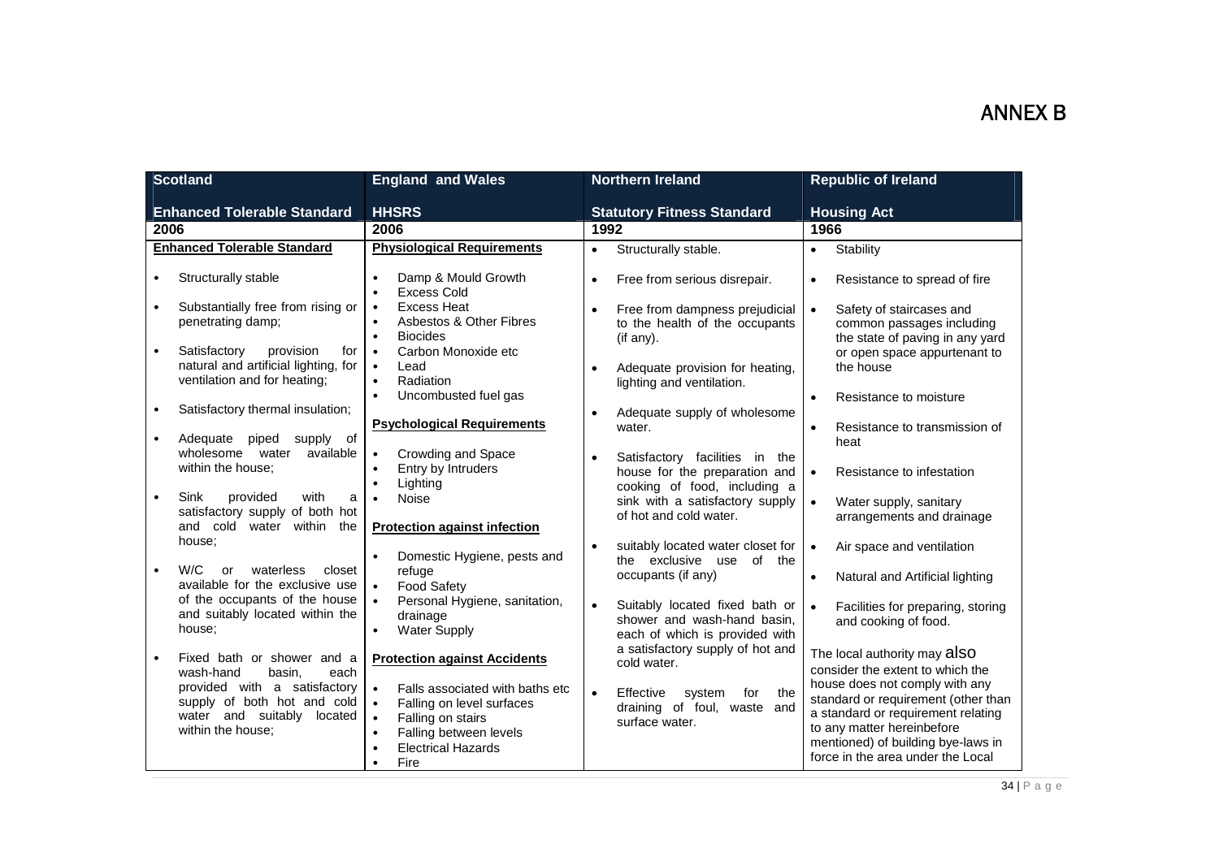# ANNEX B

| Scotland<br><br>Enhanced Tolerable Standard | England and Wales<br><br>HHSRS | Northern Ireland<br><br>Statutory Fitness Standard | Republic of Ireland<br><br>Housing Act |
|---|---|---|---|
| 2006 | 2006 | 1992 | 1966 |
| **Enhanced Tolerable Standard**<br><br>• Structurally stable<br><br>• Substantially free from rising or penetrating damp;<br><br>• Satisfactory provision for natural and artificial lighting, for ventilation and for heating;<br><br>• Satisfactory thermal insulation;<br><br>• Adequate piped supply of wholesome water available within the house;<br><br>• Sink provided with a satisfactory supply of both hot and cold water within the house;<br><br>• W/C or waterless closet available for the exclusive use of the occupants of the house and suitably located within the house;<br><br>• Fixed bath or shower and a wash-hand basin, each provided with a satisfactory supply of both hot and cold water and suitably located within the house; | **Physiological Requirements**<br><br>• Damp & Mould Growth<br>• Excess Cold<br>• Excess Heat<br>• Asbestos & Other Fibres<br>• Biocides<br>• Carbon Monoxide etc<br>• Lead<br>• Radiation<br>• Uncombusted fuel gas<br><br>**Psychological Requirements**<br><br>• Crowding and Space<br>• Entry by Intruders<br>• Lighting<br>• Noise<br><br>**Protection against infection**<br><br>• Domestic Hygiene, pests and refuge<br>• Food Safety<br>• Personal Hygiene, sanitation, drainage<br>• Water Supply<br><br>**Protection against Accidents**<br><br>• Falls associated with baths etc<br>• Falling on level surfaces<br>• Falling on stairs<br>• Falling between levels<br>• Electrical Hazards<br>• Fire | • Structurally stable.<br><br>• Free from serious disrepair.<br><br>• Free from dampness prejudicial to the health of the occupants (if any).<br><br>• Adequate provision for heating, lighting and ventilation.<br><br>• Adequate supply of wholesome water.<br><br>• Satisfactory facilities in the house for the preparation and cooking of food, including a sink with a satisfactory supply of hot and cold water.<br><br>• suitably located water closet for the exclusive use of the occupants (if any)<br><br>• Suitably located fixed bath or shower and wash-hand basin, each of which is provided with a satisfactory supply of hot and cold water.<br><br>• Effective system for the draining of foul, waste and surface water. | • Stability<br><br>• Resistance to spread of fire<br><br>• Safety of staircases and common passages including the state of paving in any yard or open space appurtenant to the house<br><br>• Resistance to moisture<br><br>• Resistance to transmission of heat<br><br>• Resistance to infestation<br><br>• Water supply, sanitary arrangements and drainage<br><br>• Air space and ventilation<br><br>• Natural and Artificial lighting<br><br>• Facilities for preparing, storing and cooking of food.<br><br>The local authority may also consider the extent to which the house does not comply with any standard or requirement (other than a standard or requirement relating to any matter hereinbefore mentioned) of building bye-laws in force in the area under the Local |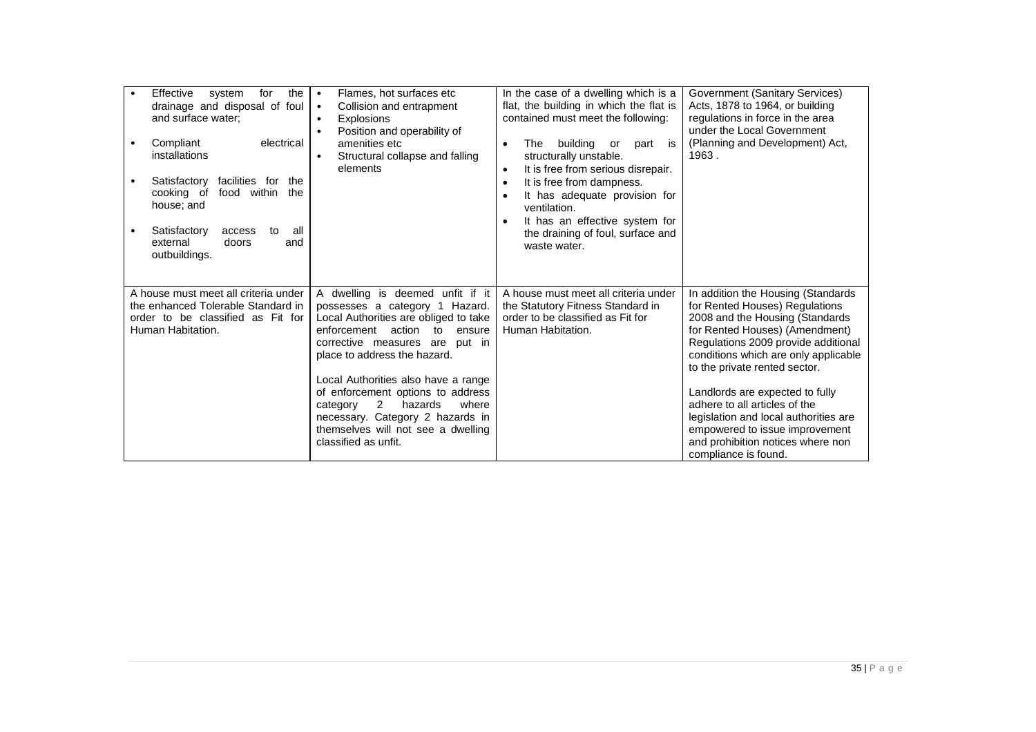| | | | |
|---|---|---|---|
| • Effective system for the drainage and disposal of foul and surface water;<br>• Compliant electrical installations<br>• Satisfactory facilities for the cooking of food within the house; and<br>• Satisfactory access to all external doors and outbuildings. | • Flames, hot surfaces etc<br>• Collision and entrapment<br>• Explosions<br>• Position and operability of amenities etc<br>• Structural collapse and falling elements | In the case of a dwelling which is a flat, the building in which the flat is contained must meet the following:<br>• The building or part is structurally unstable.<br>• It is free from serious disrepair.<br>• It is free from dampness.<br>• It has adequate provision for ventilation.<br>• It has an effective system for the draining of foul, surface and waste water. | Government (Sanitary Services) Acts, 1878 to 1964, or building regulations in force in the area under the Local Government (Planning and Development) Act, 1963 . |
| A house must meet all criteria under the enhanced Tolerable Standard in order to be classified as Fit for Human Habitation. | A dwelling is deemed unfit if it possesses a category 1 Hazard. Local Authorities are obliged to take enforcement action to ensure corrective measures are put in place to address the hazard.<br><br>Local Authorities also have a range of enforcement options to address category 2 hazards where necessary. Category 2 hazards in themselves will not see a dwelling classified as unfit. | A house must meet all criteria under the Statutory Fitness Standard in order to be classified as Fit for Human Habitation. | In addition the Housing (Standards for Rented Houses) Regulations 2008 and the Housing (Standards for Rented Houses) (Amendment) Regulations 2009 provide additional conditions which are only applicable to the private rented sector.<br><br>Landlords are expected to fully adhere to all articles of the legislation and local authorities are empowered to issue improvement and prohibition notices where non compliance is found. |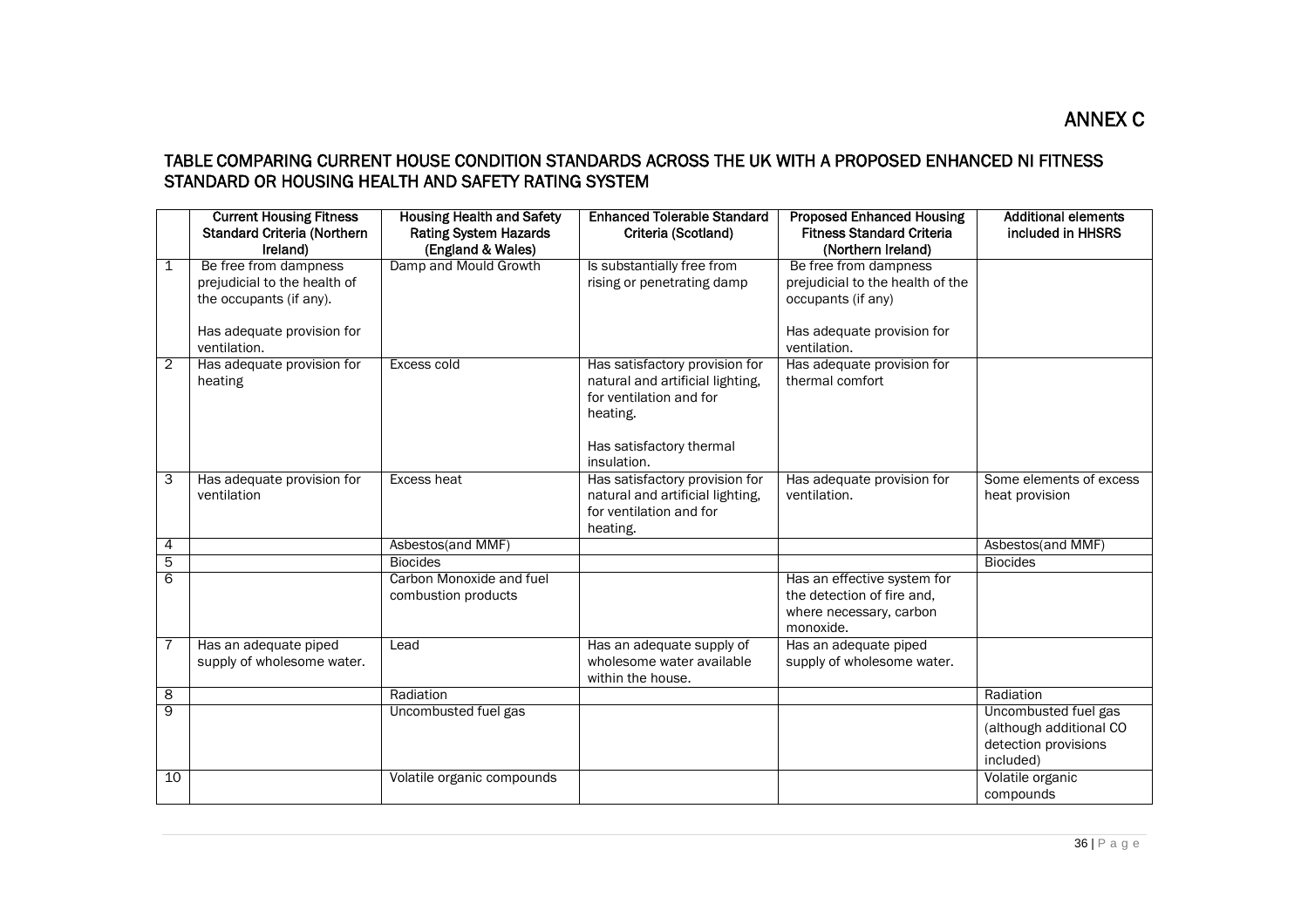# ANNEX C

## TABLE COMPARING CURRENT HOUSE CONDITION STANDARDS ACROSS THE UK WITH A PROPOSED ENHANCED NI FITNESS STANDARD OR HOUSING HEALTH AND SAFETY RATING SYSTEM

| | Current Housing Fitness Standard Criteria (Northern Ireland) | Housing Health and Safety Rating System Hazards (England & Wales) | Enhanced Tolerable Standard Criteria (Scotland) | Proposed Enhanced Housing Fitness Standard Criteria (Northern Ireland) | Additional elements included in HHSRS |
|---|---|---|---|---|---|
| 1 | Be free from dampness prejudicial to the health of the occupants (if any).<br><br>Has adequate provision for ventilation. | Damp and Mould Growth | Is substantially free from rising or penetrating damp | Be free from dampness prejudicial to the health of the occupants (if any)<br><br>Has adequate provision for ventilation. | |
| 2 | Has adequate provision for heating | Excess cold | Has satisfactory provision for natural and artificial lighting, for ventilation and for heating.<br><br>Has satisfactory thermal insulation. | Has adequate provision for thermal comfort | |
| 3 | Has adequate provision for ventilation | Excess heat | Has satisfactory provision for natural and artificial lighting, for ventilation and for heating. | Has adequate provision for ventilation. | Some elements of excess heat provision |
| 4 | | Asbestos(and MMF) | | | Asbestos(and MMF) |
| 5 | | Biocides | | | Biocides |
| 6 | | Carbon Monoxide and fuel combustion products | | Has an effective system for the detection of fire and, where necessary, carbon monoxide. | |
| 7 | Has an adequate piped supply of wholesome water. | Lead | Has an adequate supply of wholesome water available within the house. | Has an adequate piped supply of wholesome water. | |
| 8 | | Radiation | | | Radiation |
| 9 | | Uncombusted fuel gas | | | Uncombusted fuel gas (although additional CO detection provisions included) |
| 10 | | Volatile organic compounds | | | Volatile organic compounds |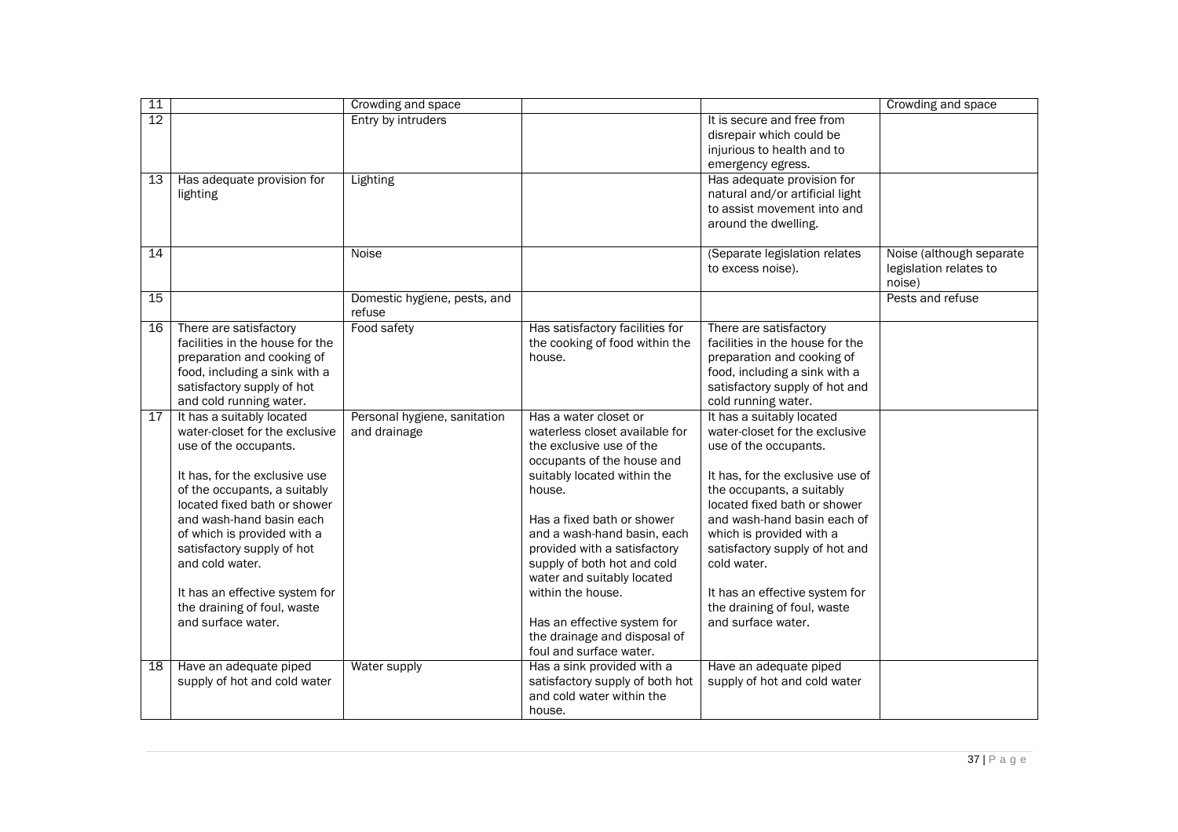| 11 | | Crowding and space | | | Crowding and space |
|---|---|---|---|---|---|
| 12 | | Entry by intruders | | It is secure and free from disrepair which could be injurious to health and to emergency egress. | |
| 13 | Has adequate provision for lighting | Lighting | | Has adequate provision for natural and/or artificial light to assist movement into and around the dwelling. | |
| 14 | | Noise | | (Separate legislation relates to excess noise). | Noise (although separate legislation relates to noise) |
| 15 | | Domestic hygiene, pests, and refuse | | | Pests and refuse |
| 16 | There are satisfactory facilities in the house for the preparation and cooking of food, including a sink with a satisfactory supply of hot and cold running water. | Food safety | Has satisfactory facilities for the cooking of food within the house. | There are satisfactory facilities in the house for the preparation and cooking of food, including a sink with a satisfactory supply of hot and cold running water. | |
| 17 | It has a suitably located water-closet for the exclusive use of the occupants.<br><br>It has, for the exclusive use of the occupants, a suitably located fixed bath or shower and wash-hand basin each of which is provided with a satisfactory supply of hot and cold water.<br><br>It has an effective system for the draining of foul, waste and surface water. | Personal hygiene, sanitation and drainage | Has a water closet or waterless closet available for the exclusive use of the occupants of the house and suitably located within the house.<br><br>Has a fixed bath or shower and a wash-hand basin, each provided with a satisfactory supply of both hot and cold water and suitably located within the house.<br><br>Has an effective system for the drainage and disposal of foul and surface water. | It has a suitably located water-closet for the exclusive use of the occupants.<br><br>It has, for the exclusive use of the occupants, a suitably located fixed bath or shower and wash-hand basin each of which is provided with a satisfactory supply of hot and cold water.<br><br>It has an effective system for the draining of foul, waste and surface water. | |
| 18 | Have an adequate piped supply of hot and cold water | Water supply | Has a sink provided with a satisfactory supply of both hot and cold water within the house. | Have an adequate piped supply of hot and cold water | |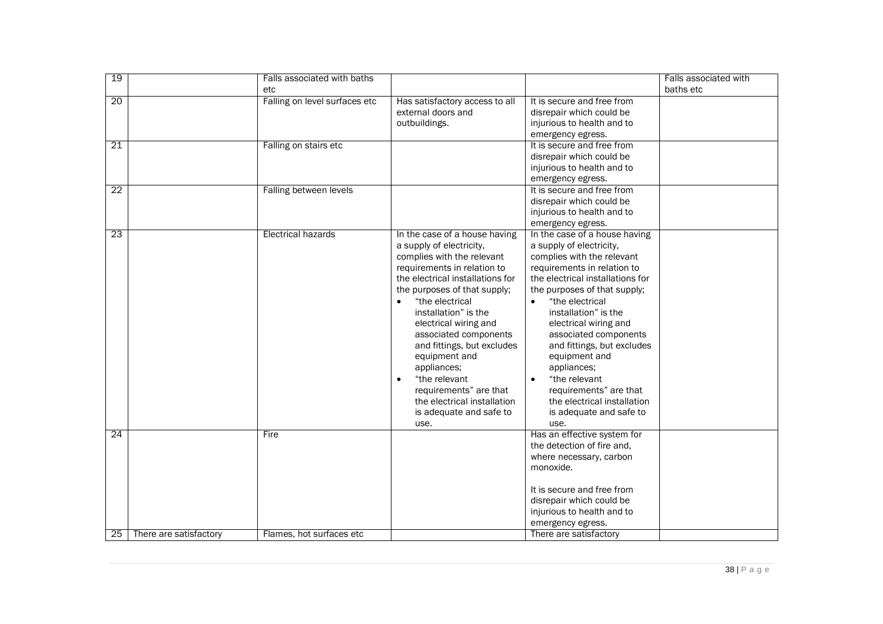| 19 | | Falls associated with baths etc | | | Falls associated with baths etc |
|---|---|---|---|---|---|
| 20 | | Falling on level surfaces etc | Has satisfactory access to all external doors and outbuildings. | It is secure and free from disrepair which could be injurious to health and to emergency egress. | |
| 21 | | Falling on stairs etc | | It is secure and free from disrepair which could be injurious to health and to emergency egress. | |
| 22 | | Falling between levels | | It is secure and free from disrepair which could be injurious to health and to emergency egress. | |
| 23 | | Electrical hazards | In the case of a house having a supply of electricity, complies with the relevant requirements in relation to the electrical installations for the purposes of that supply;<br>• "the electrical installation" is the electrical wiring and associated components and fittings, but excludes equipment and appliances;<br>• "the relevant requirements" are that the electrical installation is adequate and safe to use. | In the case of a house having a supply of electricity, complies with the relevant requirements in relation to the electrical installations for the purposes of that supply;<br>• "the electrical installation" is the electrical wiring and associated components and fittings, but excludes equipment and appliances;<br>• "the relevant requirements" are that the electrical installation is adequate and safe to use. | |
| 24 | | Fire | | Has an effective system for the detection of fire and, where necessary, carbon monoxide.<br><br>It is secure and free from disrepair which could be injurious to health and to emergency egress. | |
| 25 | There are satisfactory | Flames, hot surfaces etc | | There are satisfactory | |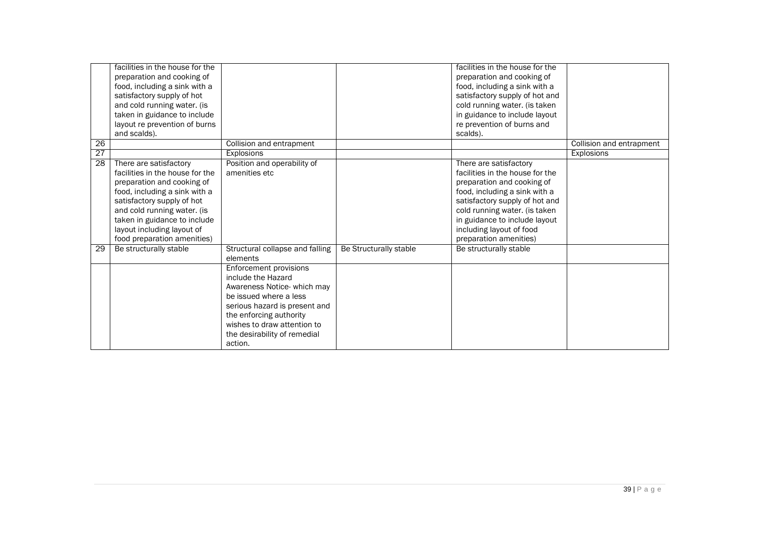| | | | | | |
|---|---|---|---|---|---|
| | facilities in the house for the preparation and cooking of food, including a sink with a satisfactory supply of hot and cold running water. (is taken in guidance to include layout re prevention of burns and scalds). | | | facilities in the house for the preparation and cooking of food, including a sink with a satisfactory supply of hot and cold running water. (is taken in guidance to include layout re prevention of burns and scalds). | |
| 26 | | Collision and entrapment | | | Collision and entrapment |
| 27 | | Explosions | | | Explosions |
| 28 | There are satisfactory facilities in the house for the preparation and cooking of food, including a sink with a satisfactory supply of hot and cold running water. (is taken in guidance to include layout including layout of food preparation amenities) | Position and operability of amenities etc | | There are satisfactory facilities in the house for the preparation and cooking of food, including a sink with a satisfactory supply of hot and cold running water. (is taken in guidance to include layout including layout of food preparation amenities) | |
| 29 | Be structurally stable | Structural collapse and falling elements | Be Structurally stable | Be structurally stable | |
| | | Enforcement provisions include the Hazard Awareness Notice- which may be issued where a less serious hazard is present and the enforcing authority wishes to draw attention to the desirability of remedial action. | | | |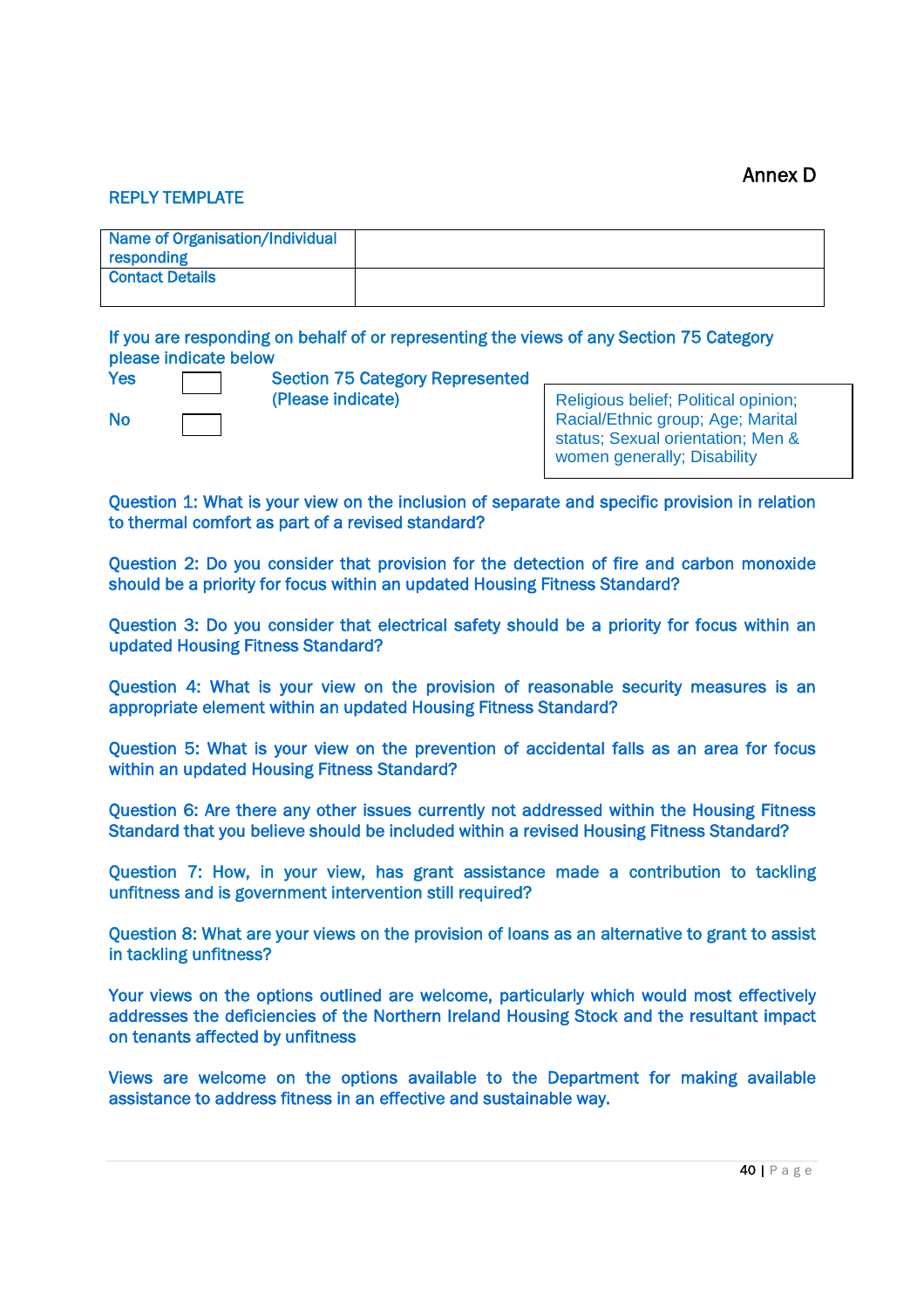Annex D

## REPLY TEMPLATE

| Name of Organisation/Individual responding | |
|---|---|
| Contact Details | |

If you are responding on behalf of or representing the views of any Section 75 Category please indicate below

| | | Section 75 Category Represented (Please indicate) |
|---|---|---|
| Yes | ☐ | Religious belief; Political opinion; Racial/Ethnic group; Age; Marital status; Sexual orientation; Men & women generally; Disability |
| No | ☐ | |

Question 1: What is your view on the inclusion of separate and specific provision in relation to thermal comfort as part of a revised standard?

Question 2: Do you consider that provision for the detection of fire and carbon monoxide should be a priority for focus within an updated Housing Fitness Standard?

Question 3: Do you consider that electrical safety should be a priority for focus within an updated Housing Fitness Standard?

Question 4: What is your view on the provision of reasonable security measures is an appropriate element within an updated Housing Fitness Standard?

Question 5: What is your view on the prevention of accidental falls as an area for focus within an updated Housing Fitness Standard?

Question 6: Are there any other issues currently not addressed within the Housing Fitness Standard that you believe should be included within a revised Housing Fitness Standard?

Question 7: How, in your view, has grant assistance made a contribution to tackling unfitness and is government intervention still required?

Question 8: What are your views on the provision of loans as an alternative to grant to assist in tackling unfitness?

Your views on the options outlined are welcome, particularly which would most effectively addresses the deficiencies of the Northern Ireland Housing Stock and the resultant impact on tenants affected by unfitness

Views are welcome on the options available to the Department for making available assistance to address fitness in an effective and sustainable way.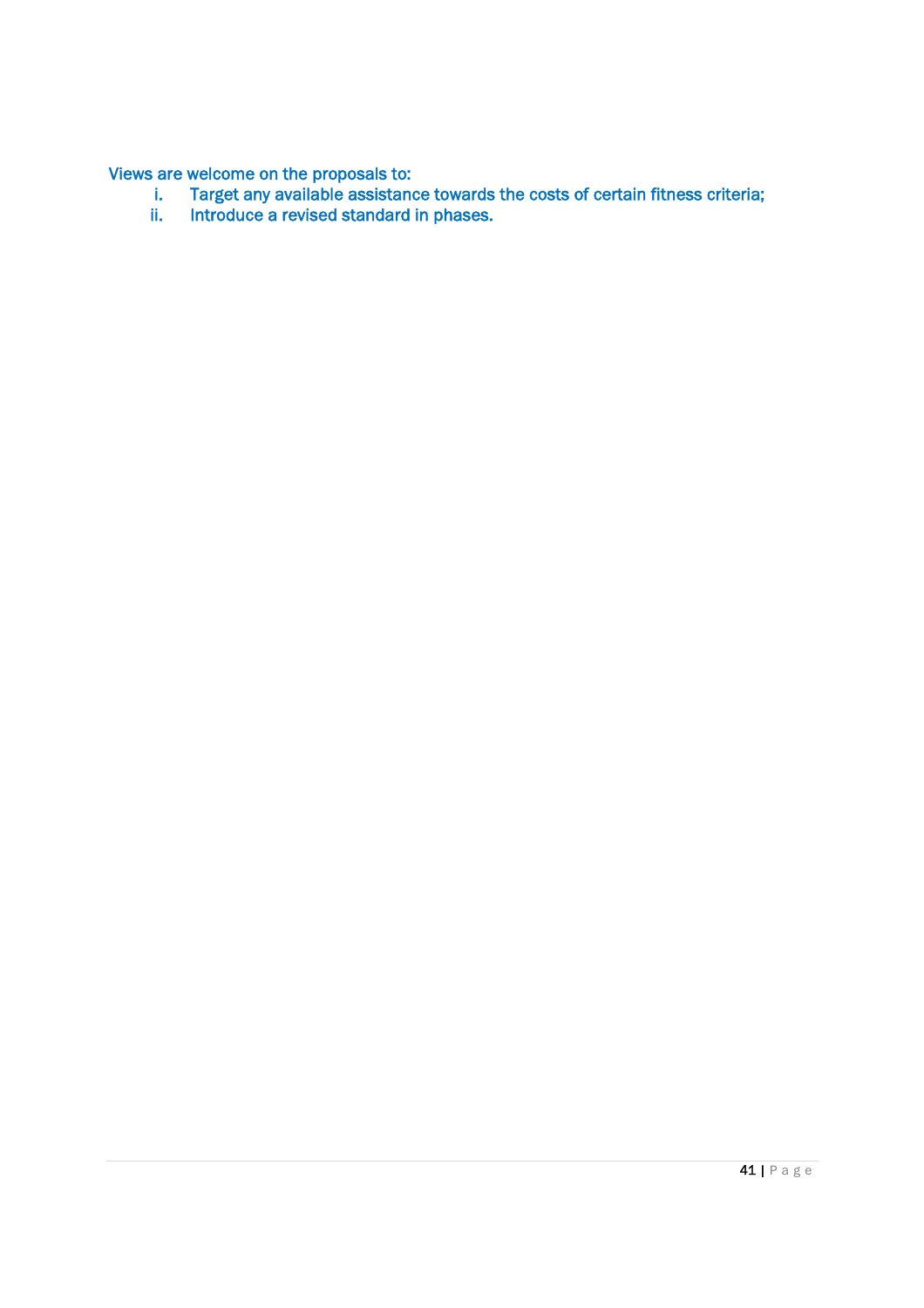Views are welcome on the proposals to:

i. Target any available assistance towards the costs of certain fitness criteria;
ii. Introduce a revised standard in phases.